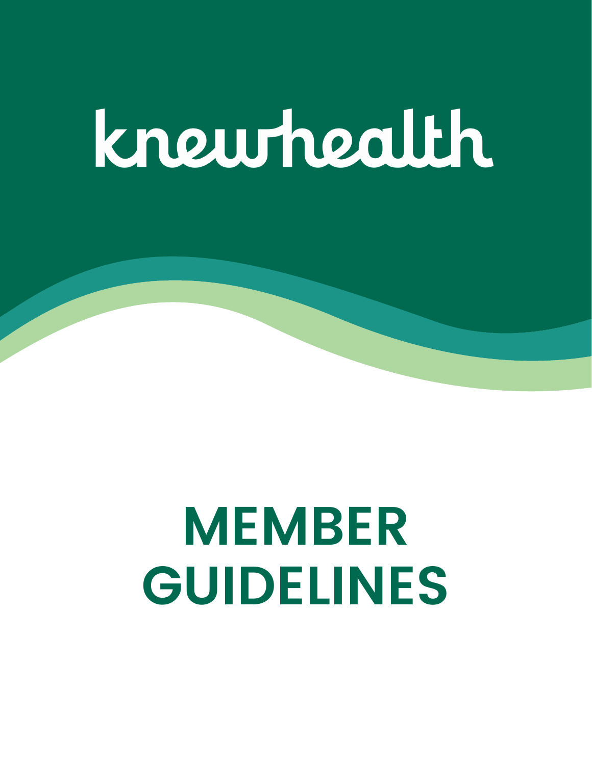# knewhealth

# MEMBER GUIDELINES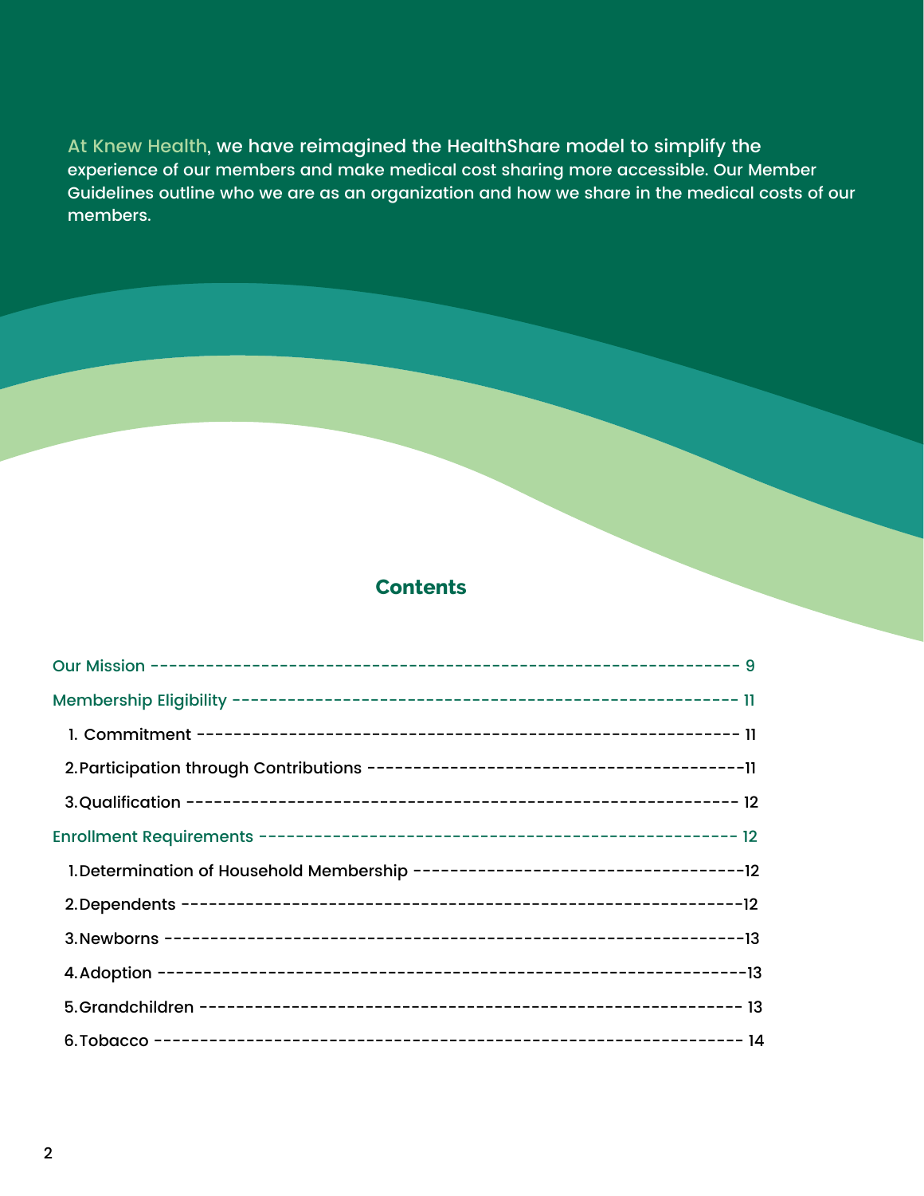At Knew Health, we have reimagined the HealthShare model to simplify the experience of our members and make medical cost sharing more accessible. Our Member Guidelines outline who we are as an organization and how we share in the medical costs of our members.

## Contents

Our Mission ---------------------------------------------------------------- 9

Membership Eligibility ------------------------------------------------------ 11

1. Commitment -------------------------------------------------------------- 11
2. Participation through Contributions ------------------------------------------11
3. Qualification ------------------------------------------------------------ 12

Enrollment Requirements -------------------------------------------------- 12

1. Determination of Household Membership -----------------------------------12
2. Dependents ---------------------------------------------------------------12
3. Newborns ----------------------------------------------------------------13
4. Adoption -----------------------------------------------------------------13
5. Grandchildren ------------------------------------------------------------ 13
6. Tobacco ------------------------------------------------------------------ 14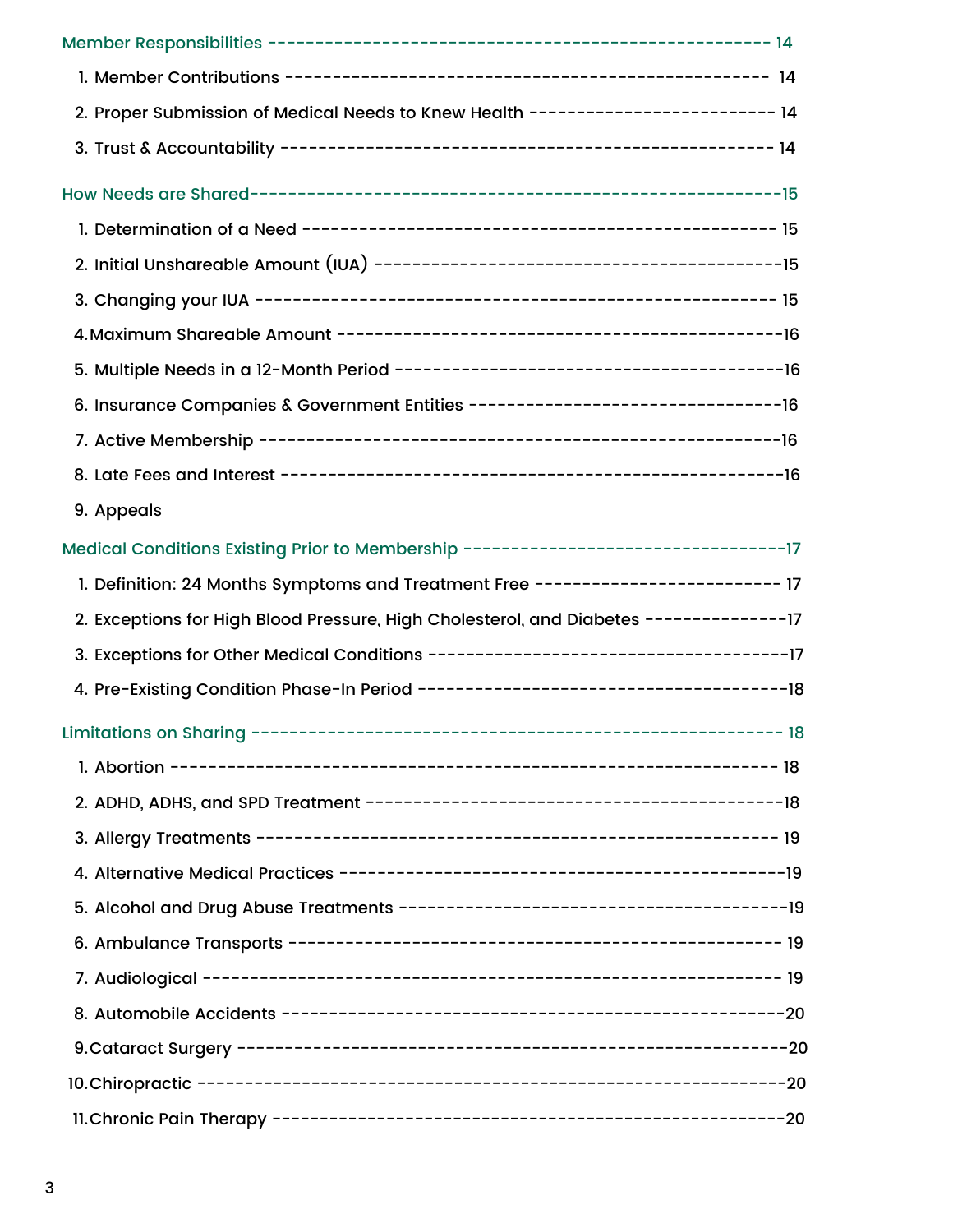Member Responsibilities ---------------------------------------------------------- 14

1. Member Contributions ------------------------------------------------------- 14
2. Proper Submission of Medical Needs to Knew Health --------------------------- 14
3. Trust & Accountability ------------------------------------------------------ 14

How Needs are Shared------------------------------------------------------------15

1. Determination of a Need ----------------------------------------------------- 15
2. Initial Unshareable Amount (IUA) --------------------------------------------15
3. Changing your IUA ----------------------------------------------------------- 15
4. Maximum Shareable Amount ---------------------------------------------------16
5. Multiple Needs in a 12-Month Period -----------------------------------------16
6. Insurance Companies & Government Entities ----------------------------------16
7. Active Membership -----------------------------------------------------------16
8. Late Fees and Interest -------------------------------------------------------16
9. Appeals

Medical Conditions Existing Prior to Membership ---------------------------------17

1. Definition: 24 Months Symptoms and Treatment Free --------------------------- 17
2. Exceptions for High Blood Pressure, High Cholesterol, and Diabetes ---------------17
3. Exceptions for Other Medical Conditions ---------------------------------------17
4. Pre-Existing Condition Phase-In Period ----------------------------------------18

Limitations on Sharing ------------------------------------------------------- 18

1. Abortion --------------------------------------------------------------------- 18
2. ADHD, ADHS, and SPD Treatment --------------------------------------------18
3. Allergy Treatments ---------------------------------------------------------- 19
4. Alternative Medical Practices -------------------------------------------------19
5. Alcohol and Drug Abuse Treatments -------------------------------------------19
6. Ambulance Transports ------------------------------------------------------- 19
7. Audiological ------------------------------------------------------------------ 19
8. Automobile Accidents ---------------------------------------------------------20
9. Cataract Surgery --------------------------------------------------------------20
10. Chiropractic -------------------------------------------------------------------20
11. Chronic Pain Therapy ---------------------------------------------------------20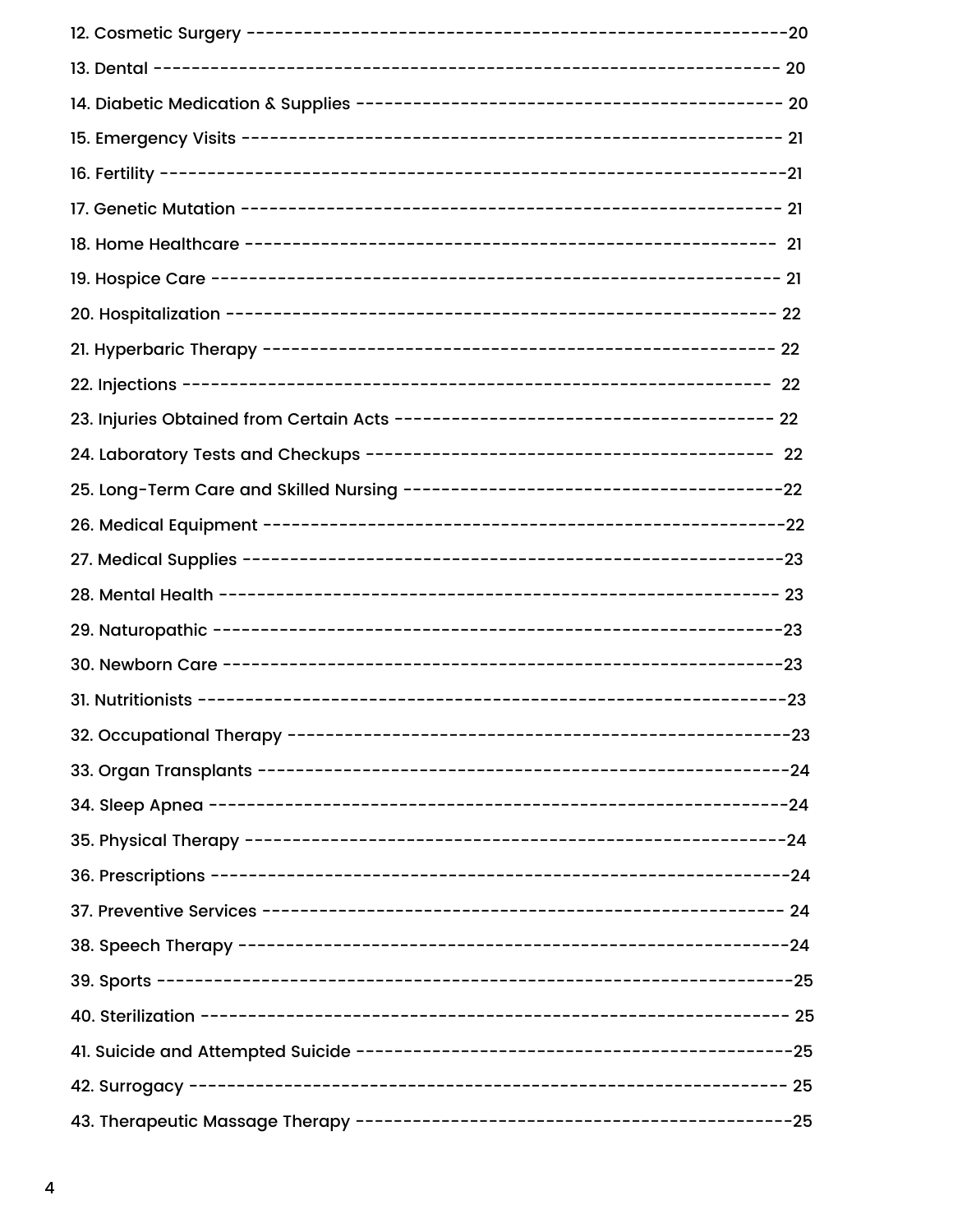12. Cosmetic Surgery ------------------------------------------------------------20

13. Dental ------------------------------------------------------------------------ 20

14. Diabetic Medication & Supplies -------------------------------------------- 20

15. Emergency Visits ---------------------------------------------------------- 21

16. Fertility ----------------------------------------------------------------------21

17. Genetic Mutation ---------------------------------------------------------- 21

18. Home Healthcare --------------------------------------------------------- 21

19. Hospice Care ----------------------------------------------------------------- 21

20. Hospitalization ------------------------------------------------------------ 22

21. Hyperbaric Therapy ------------------------------------------------------- 22

22. Injections --------------------------------------------------------------------- 22

23. Injuries Obtained from Certain Acts ----------------------------------------- 22

24. Laboratory Tests and Checkups ------------------------------------------- 22

25. Long-Term Care and Skilled Nursing ----------------------------------------22

26. Medical Equipment ---------------------------------------------------------22

27. Medical Supplies ------------------------------------------------------------23

28. Mental Health --------------------------------------------------------------- 23

29. Naturopathic ---------------------------------------------------------------23

30. Newborn Care --------------------------------------------------------------23

31. Nutritionists -----------------------------------------------------------------23

32. Occupational Therapy -----------------------------------------------------23

33. Organ Transplants ----------------------------------------------------------24

34. Sleep Apnea -----------------------------------------------------------------24

35. Physical Therapy ------------------------------------------------------------24

36. Prescriptions ------------------------------------------------------------------24

37. Preventive Services --------------------------------------------------------- 24

38. Speech Therapy -------------------------------------------------------------24

39. Sports ----------------------------------------------------------------------------25

40. Sterilization ----------------------------------------------------------------- 25

41. Suicide and Attempted Suicide -----------------------------------------------25

42. Surrogacy -------------------------------------------------------------------- 25

43. Therapeutic Massage Therapy -----------------------------------------------25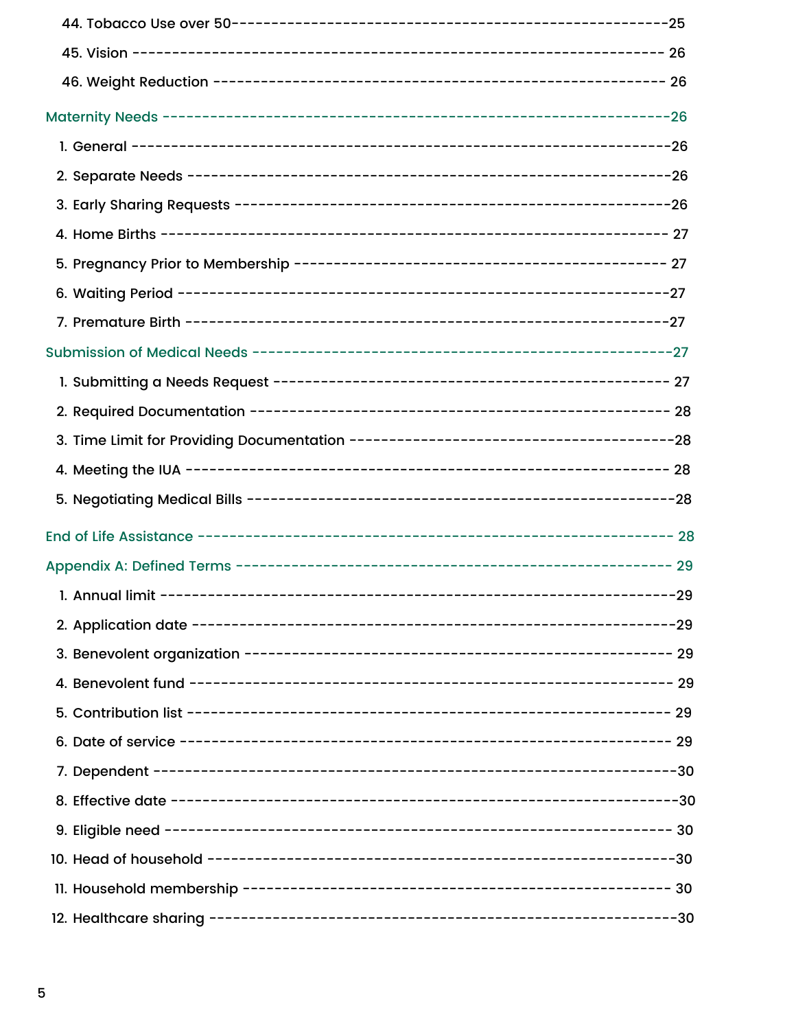44. Tobacco Use over 50 ---------- 25
45. Vision ---------- 26
46. Weight Reduction ---------- 26

Maternity Needs ---------- 26

1. General ---------- 26
2. Separate Needs ---------- 26
3. Early Sharing Requests ---------- 26
4. Home Births ---------- 27
5. Pregnancy Prior to Membership ---------- 27
6. Waiting Period ---------- 27
7. Premature Birth ---------- 27

Submission of Medical Needs ---------- 27

1. Submitting a Needs Request ---------- 27
2. Required Documentation ---------- 28
3. Time Limit for Providing Documentation ---------- 28
4. Meeting the IUA ---------- 28
5. Negotiating Medical Bills ---------- 28

End of Life Assistance ---------- 28

Appendix A: Defined Terms ---------- 29

1. Annual limit ---------- 29
2. Application date ---------- 29
3. Benevolent organization ---------- 29
4. Benevolent fund ---------- 29
5. Contribution list ---------- 29
6. Date of service ---------- 29
7. Dependent ---------- 30
8. Effective date ---------- 30
9. Eligible need ---------- 30
10. Head of household ---------- 30
11. Household membership ---------- 30
12. Healthcare sharing ---------- 30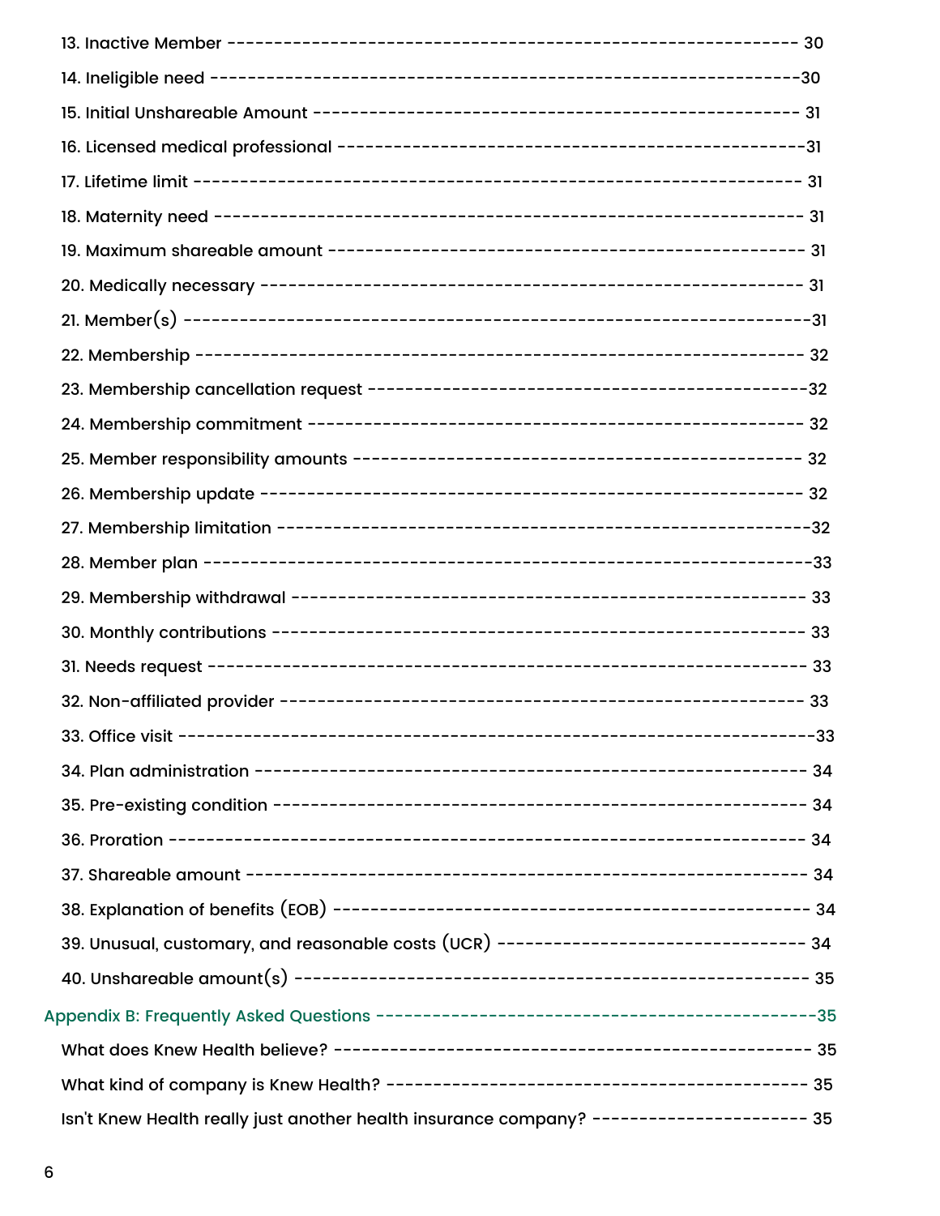13. Inactive Member ------------------------------------------------------------ 30

14. Ineligible need ------------------------------------------------------------30

15. Initial Unshareable Amount -------------------------------------------------- 31

16. Licensed medical professional ------------------------------------------------31

17. Lifetime limit ----------------------------------------------------------------- 31

18. Maternity need ----------------------------------------------------------------- 31

19. Maximum shareable amount -------------------------------------------------- 31

20. Medically necessary ----------------------------------------------------------- 31

21. Member(s) -----------------------------------------------------------------------31

22. Membership ------------------------------------------------------------------- 32

23. Membership cancellation request ------------------------------------------------32

24. Membership commitment ----------------------------------------------------- 32

25. Member responsibility amounts ---------------------------------------------- 32

26. Membership update ------------------------------------------------------------ 32

27. Membership limitation ---------------------------------------------------------32

28. Member plan --------------------------------------------------------------------33

29. Membership withdrawal ------------------------------------------------------- 33

30. Monthly contributions ---------------------------------------------------------- 33

31. Needs request ----------------------------------------------------------------- 33

32. Non-affiliated provider -------------------------------------------------------- 33

33. Office visit ---------------------------------------------------------------------33

34. Plan administration ------------------------------------------------------------ 34

35. Pre-existing condition --------------------------------------------------------- 34

36. Proration ---------------------------------------------------------------------- 34

37. Shareable amount -------------------------------------------------------------- 34

38. Explanation of benefits (EOB) ---------------------------------------------------- 34

39. Unusual, customary, and reasonable costs (UCR) --------------------------------- 34

40. Unshareable amount(s) -------------------------------------------------------- 35

Appendix B: Frequently Asked Questions ----------------------------------------------35

What does Knew Health believe? --------------------------------------------------- 35

What kind of company is Knew Health? ----------------------------------------------- 35

Isn't Knew Health really just another health insurance company? ----------------------- 35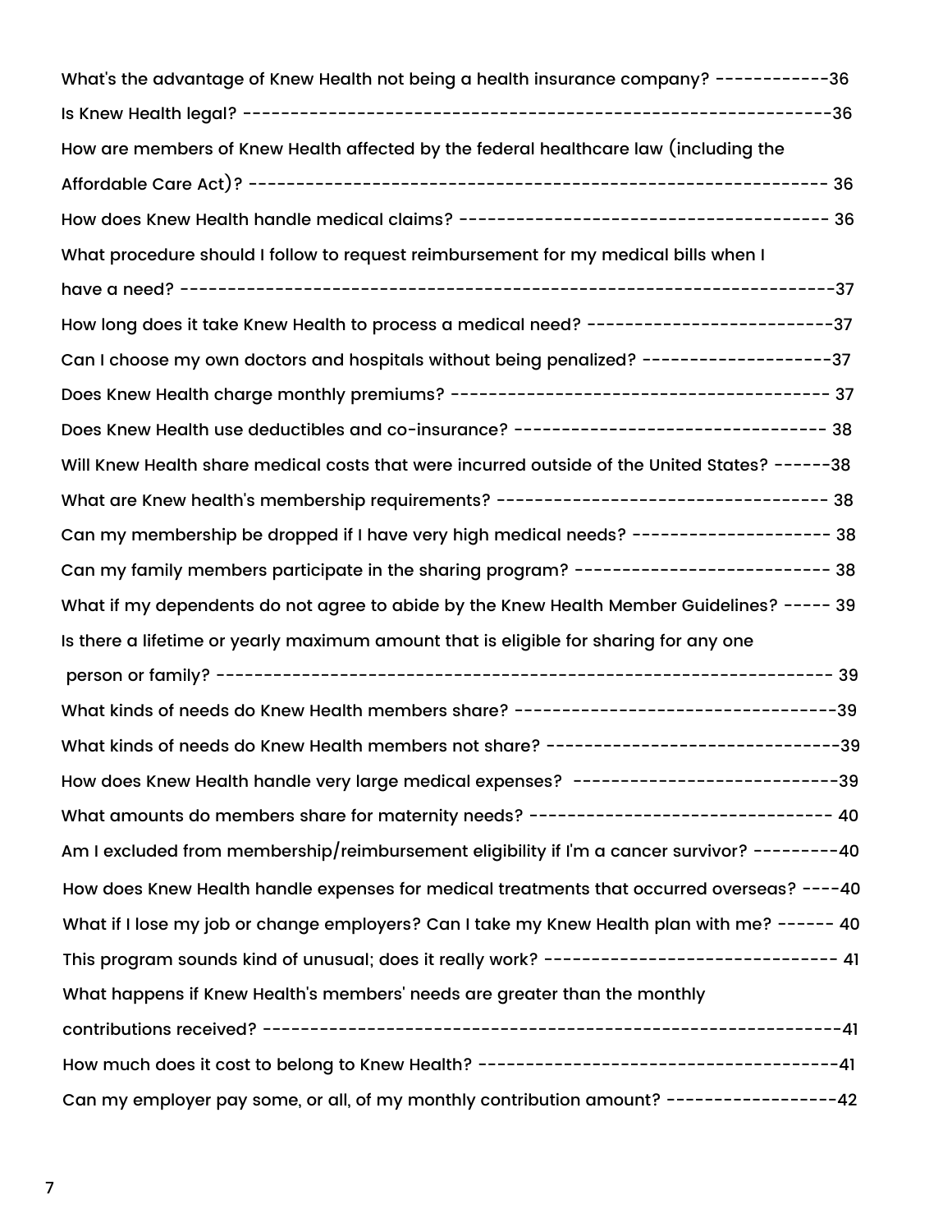What's the advantage of Knew Health not being a health insurance company? ------------36

Is Knew Health legal? ----------------------------------------------------------------36

How are members of Knew Health affected by the federal healthcare law (including the Affordable Care Act)? ---------------------------------------------------------------- 36

How does Knew Health handle medical claims? ---------------------------------------- 36

What procedure should I follow to request reimbursement for my medical bills when I have a need? -------------------------------------------------------------------37

How long does it take Knew Health to process a medical need? --------------------------37

Can I choose my own doctors and hospitals without being penalized? --------------------37

Does Knew Health charge monthly premiums? ---------------------------------------- 37

Does Knew Health use deductibles and co-insurance? --------------------------------- 38

Will Knew Health share medical costs that were incurred outside of the United States? ------38

What are Knew health's membership requirements? ------------------------------------ 38

Can my membership be dropped if I have very high medical needs? --------------------- 38

Can my family members participate in the sharing program? --------------------------- 38

What if my dependents do not agree to abide by the Knew Health Member Guidelines? ----- 39

Is there a lifetime or yearly maximum amount that is eligible for sharing for any one person or family? ----------------------------------------------------------------- 39

What kinds of needs do Knew Health members share? ----------------------------------39

What kinds of needs do Knew Health members not share? -------------------------------39

How does Knew Health handle very large medical expenses? ----------------------------39

What amounts do members share for maternity needs? -------------------------------- 40

Am I excluded from membership/reimbursement eligibility if I'm a cancer survivor? ---------40

How does Knew Health handle expenses for medical treatments that occurred overseas? ----40

What if I lose my job or change employers? Can I take my Knew Health plan with me? ------ 40

This program sounds kind of unusual; does it really work? ------------------------------- 41

What happens if Knew Health's members' needs are greater than the monthly contributions received? -------------------------------------------------------------41

How much does it cost to belong to Knew Health? --------------------------------------41

Can my employer pay some, or all, of my monthly contribution amount? ------------------42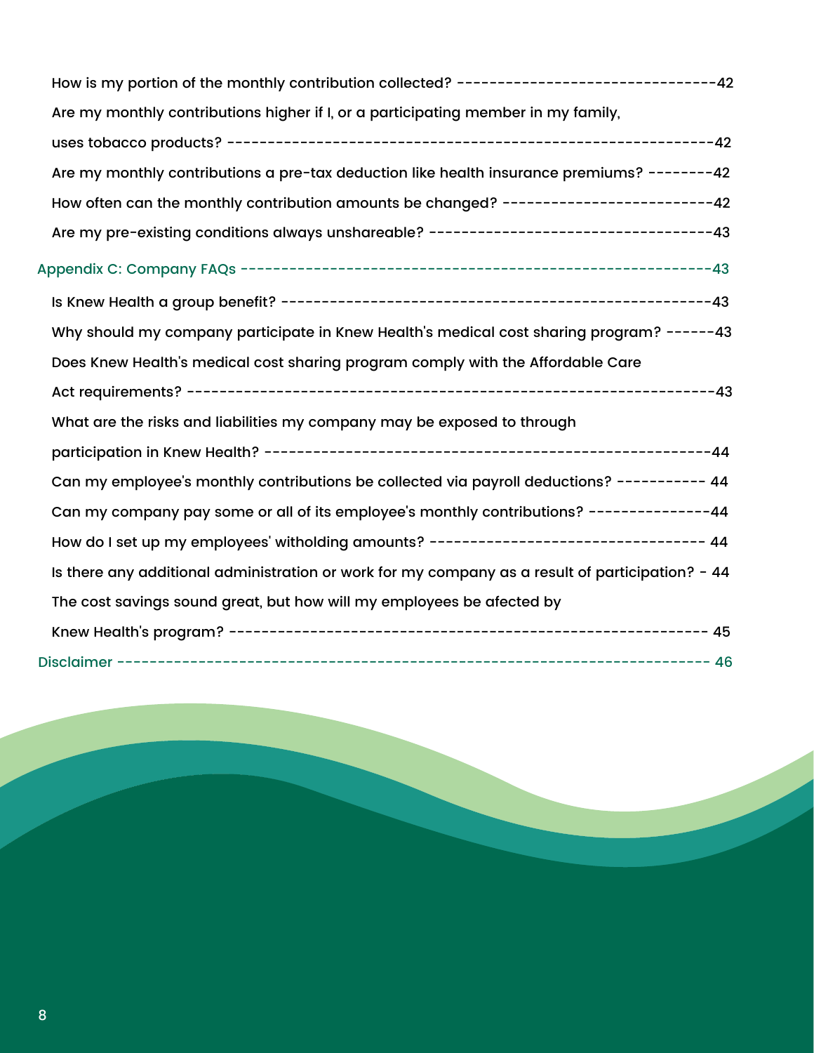How is my portion of the monthly contribution collected? --------------------------------42

Are my monthly contributions higher if I, or a participating member in my family, uses tobacco products? -----------------------------------------------------------42

Are my monthly contributions a pre-tax deduction like health insurance premiums? --------42

How often can the monthly contribution amounts be changed? --------------------------42

Are my pre-existing conditions always unshareable? ----------------------------------43

Appendix C: Company FAQs --------------------------------------------------------43

Is Knew Health a group benefit? ---------------------------------------------------43

Why should my company participate in Knew Health's medical cost sharing program? ------43

Does Knew Health's medical cost sharing program comply with the Affordable Care Act requirements? -----------------------------------------------------------------43

What are the risks and liabilities my company may be exposed to through participation in Knew Health? ------------------------------------------------------44

Can my employee's monthly contributions be collected via payroll deductions? ----------- 44

Can my company pay some or all of its employee's monthly contributions? ---------------44

How do I set up my employees' witholding amounts? --------------------------------- 44

Is there any additional administration or work for my company as a result of participation? - 44

The cost savings sound great, but how will my employees be afected by Knew Health's program? ---------------------------------------------------------- 45

Disclaimer ------------------------------------------------------------------- 46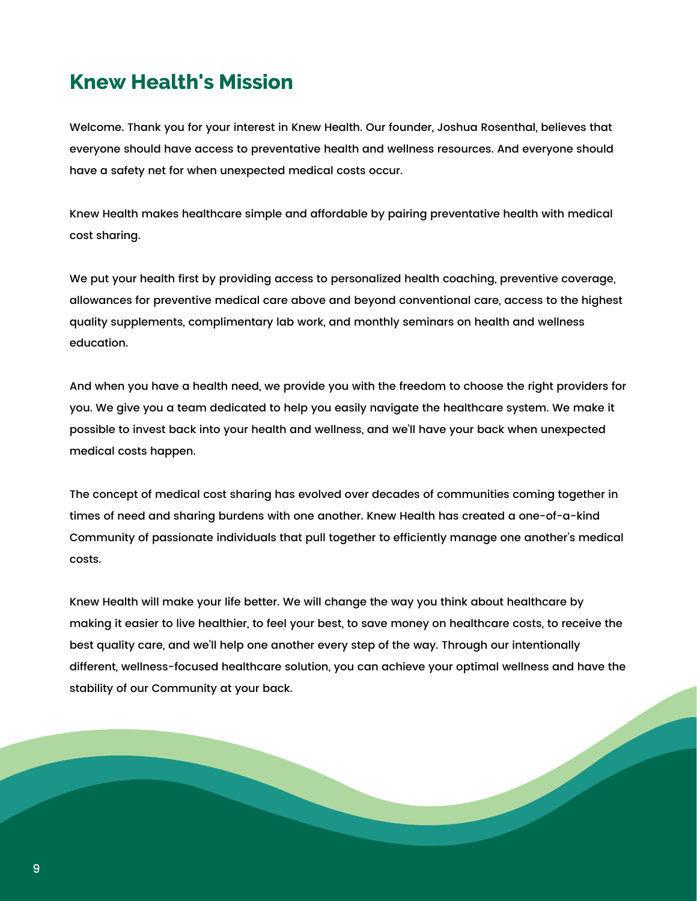## Knew Health's Mission

Welcome. Thank you for your interest in Knew Health. Our founder, Joshua Rosenthal, believes that everyone should have access to preventative health and wellness resources. And everyone should have a safety net for when unexpected medical costs occur.

Knew Health makes healthcare simple and affordable by pairing preventative health with medical cost sharing.

We put your health first by providing access to personalized health coaching, preventive coverage, allowances for preventive medical care above and beyond conventional care, access to the highest quality supplements, complimentary lab work, and monthly seminars on health and wellness education.

And when you have a health need, we provide you with the freedom to choose the right providers for you. We give you a team dedicated to help you easily navigate the healthcare system. We make it possible to invest back into your health and wellness, and we'll have your back when unexpected medical costs happen.

The concept of medical cost sharing has evolved over decades of communities coming together in times of need and sharing burdens with one another. Knew Health has created a one-of-a-kind Community of passionate individuals that pull together to efficiently manage one another's medical costs.

Knew Health will make your life better. We will change the way you think about healthcare by making it easier to live healthier, to feel your best, to save money on healthcare costs, to receive the best quality care, and we'll help one another every step of the way. Through our intentionally different, wellness-focused healthcare solution, you can achieve your optimal wellness and have the stability of our Community at your back.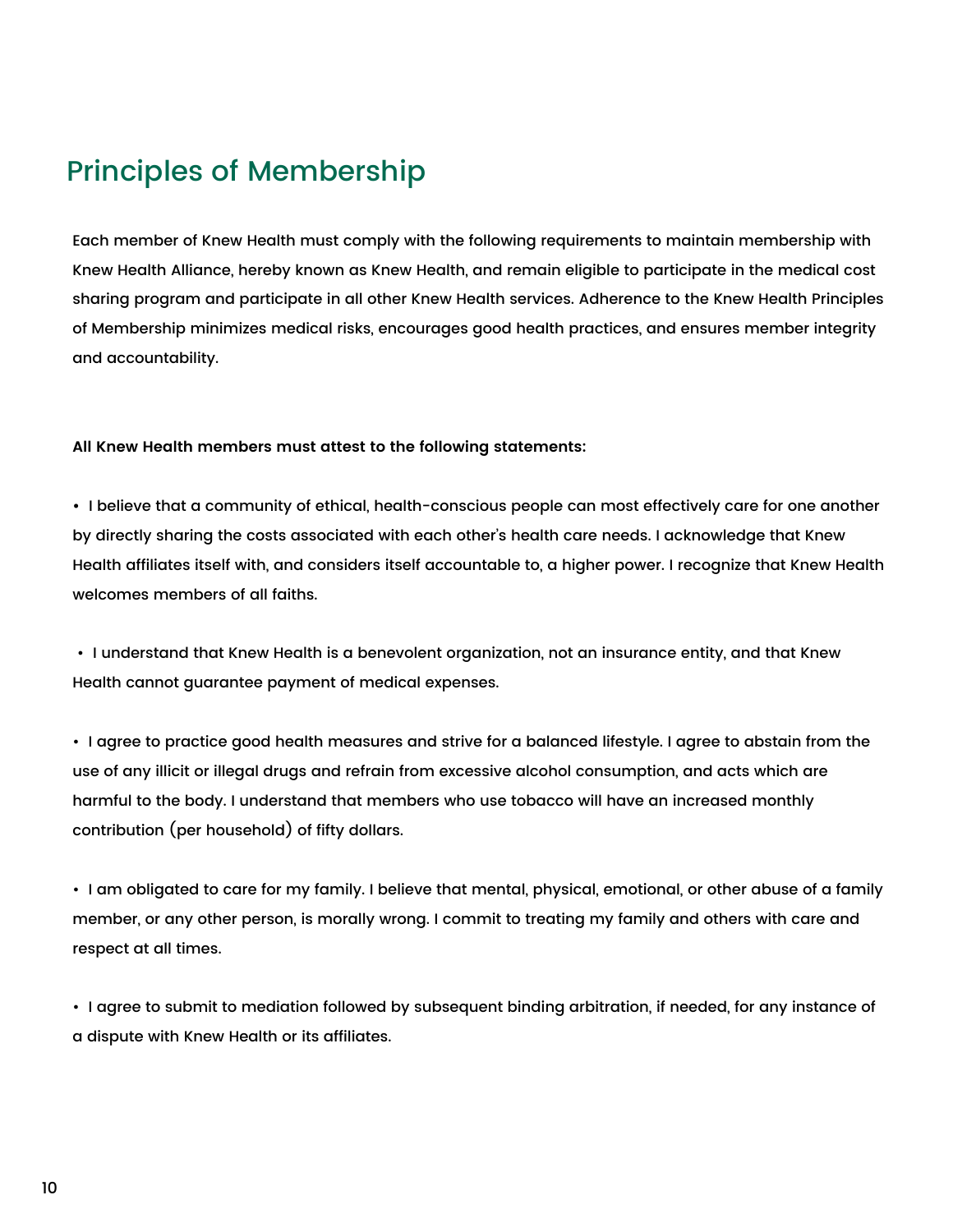# Principles of Membership

Each member of Knew Health must comply with the following requirements to maintain membership with Knew Health Alliance, hereby known as Knew Health, and remain eligible to participate in the medical cost sharing program and participate in all other Knew Health services. Adherence to the Knew Health Principles of Membership minimizes medical risks, encourages good health practices, and ensures member integrity and accountability.

**All Knew Health members must attest to the following statements:**

- I believe that a community of ethical, health-conscious people can most effectively care for one another by directly sharing the costs associated with each other's health care needs. I acknowledge that Knew Health affiliates itself with, and considers itself accountable to, a higher power. I recognize that Knew Health welcomes members of all faiths.

- I understand that Knew Health is a benevolent organization, not an insurance entity, and that Knew Health cannot guarantee payment of medical expenses.

- I agree to practice good health measures and strive for a balanced lifestyle. I agree to abstain from the use of any illicit or illegal drugs and refrain from excessive alcohol consumption, and acts which are harmful to the body. I understand that members who use tobacco will have an increased monthly contribution (per household) of fifty dollars.

- I am obligated to care for my family. I believe that mental, physical, emotional, or other abuse of a family member, or any other person, is morally wrong. I commit to treating my family and others with care and respect at all times.

- I agree to submit to mediation followed by subsequent binding arbitration, if needed, for any instance of a dispute with Knew Health or its affiliates.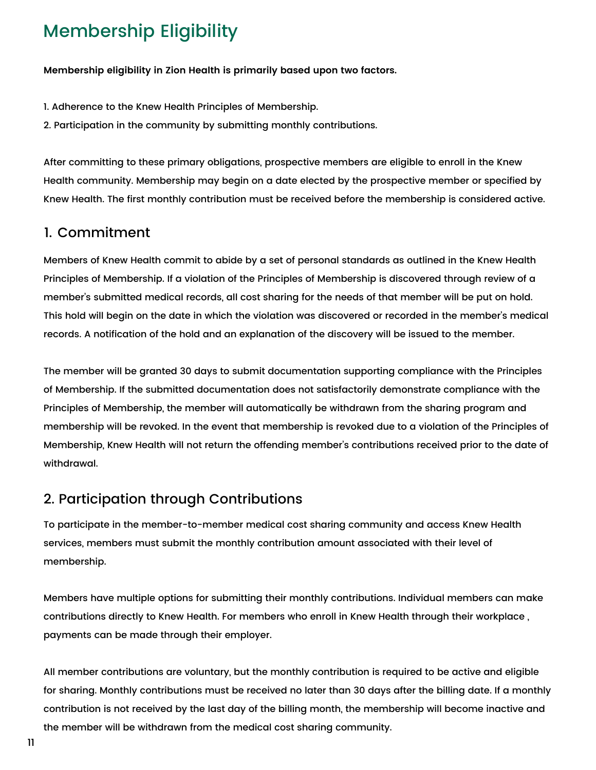# Membership Eligibility

**Membership eligibility in Zion Health is primarily based upon two factors.**

1. Adherence to the Knew Health Principles of Membership.
2. Participation in the community by submitting monthly contributions.

After committing to these primary obligations, prospective members are eligible to enroll in the Knew Health community. Membership may begin on a date elected by the prospective member or specified by Knew Health. The first monthly contribution must be received before the membership is considered active.

## 1. Commitment

Members of Knew Health commit to abide by a set of personal standards as outlined in the Knew Health Principles of Membership. If a violation of the Principles of Membership is discovered through review of a member's submitted medical records, all cost sharing for the needs of that member will be put on hold. This hold will begin on the date in which the violation was discovered or recorded in the member's medical records. A notification of the hold and an explanation of the discovery will be issued to the member.

The member will be granted 30 days to submit documentation supporting compliance with the Principles of Membership. If the submitted documentation does not satisfactorily demonstrate compliance with the Principles of Membership, the member will automatically be withdrawn from the sharing program and membership will be revoked. In the event that membership is revoked due to a violation of the Principles of Membership, Knew Health will not return the offending member's contributions received prior to the date of withdrawal.

## 2. Participation through Contributions

To participate in the member-to-member medical cost sharing community and access Knew Health services, members must submit the monthly contribution amount associated with their level of membership.

Members have multiple options for submitting their monthly contributions. Individual members can make contributions directly to Knew Health. For members who enroll in Knew Health through their workplace , payments can be made through their employer.

All member contributions are voluntary, but the monthly contribution is required to be active and eligible for sharing. Monthly contributions must be received no later than 30 days after the billing date. If a monthly contribution is not received by the last day of the billing month, the membership will become inactive and the member will be withdrawn from the medical cost sharing community.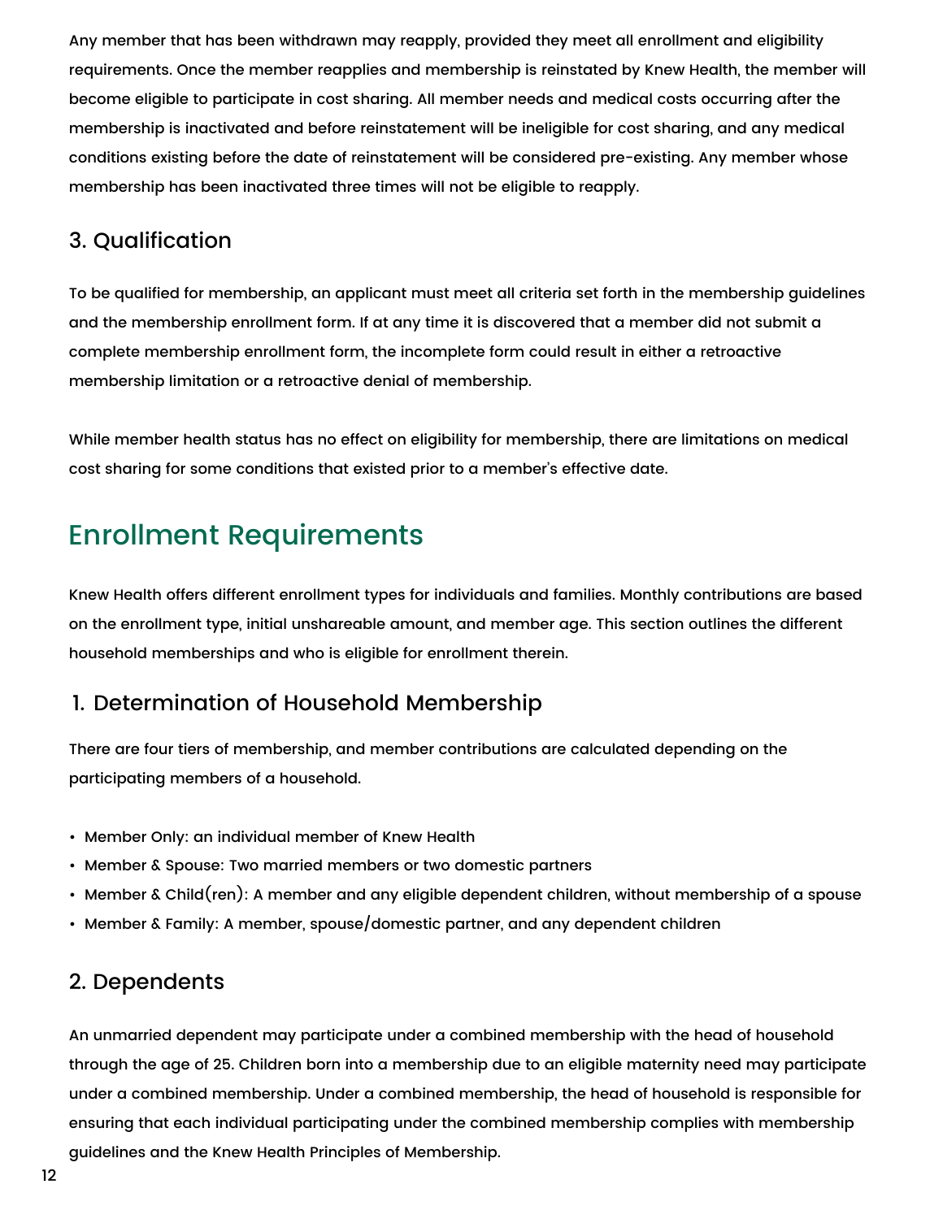Any member that has been withdrawn may reapply, provided they meet all enrollment and eligibility requirements. Once the member reapplies and membership is reinstated by Knew Health, the member will become eligible to participate in cost sharing. All member needs and medical costs occurring after the membership is inactivated and before reinstatement will be ineligible for cost sharing, and any medical conditions existing before the date of reinstatement will be considered pre-existing. Any member whose membership has been inactivated three times will not be eligible to reapply.

### 3. Qualification

To be qualified for membership, an applicant must meet all criteria set forth in the membership guidelines and the membership enrollment form. If at any time it is discovered that a member did not submit a complete membership enrollment form, the incomplete form could result in either a retroactive membership limitation or a retroactive denial of membership.

While member health status has no effect on eligibility for membership, there are limitations on medical cost sharing for some conditions that existed prior to a member's effective date.

## Enrollment Requirements

Knew Health offers different enrollment types for individuals and families. Monthly contributions are based on the enrollment type, initial unshareable amount, and member age. This section outlines the different household memberships and who is eligible for enrollment therein.

### 1. Determination of Household Membership

There are four tiers of membership, and member contributions are calculated depending on the participating members of a household.

- Member Only: an individual member of Knew Health
- Member & Spouse: Two married members or two domestic partners
- Member & Child(ren): A member and any eligible dependent children, without membership of a spouse
- Member & Family: A member, spouse/domestic partner, and any dependent children

### 2. Dependents

An unmarried dependent may participate under a combined membership with the head of household through the age of 25. Children born into a membership due to an eligible maternity need may participate under a combined membership. Under a combined membership, the head of household is responsible for ensuring that each individual participating under the combined membership complies with membership guidelines and the Knew Health Principles of Membership.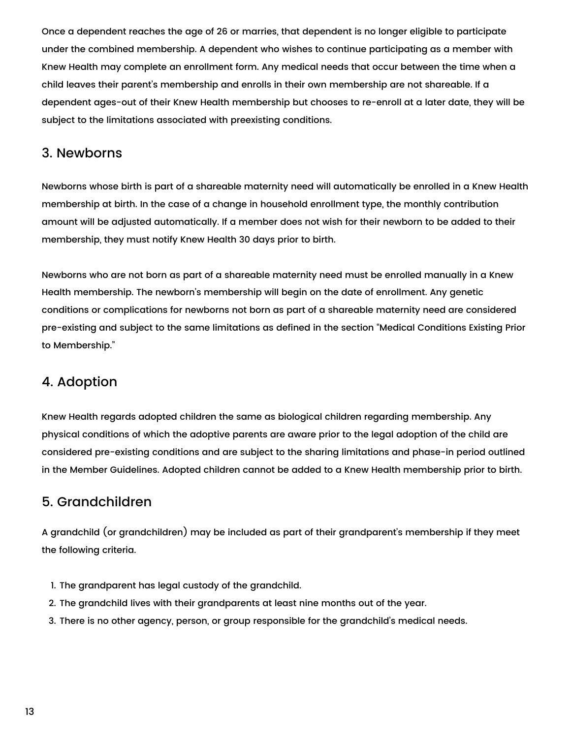Once a dependent reaches the age of 26 or marries, that dependent is no longer eligible to participate under the combined membership. A dependent who wishes to continue participating as a member with Knew Health may complete an enrollment form. Any medical needs that occur between the time when a child leaves their parent's membership and enrolls in their own membership are not shareable. If a dependent ages-out of their Knew Health membership but chooses to re-enroll at a later date, they will be subject to the limitations associated with preexisting conditions.

## 3. Newborns

Newborns whose birth is part of a shareable maternity need will automatically be enrolled in a Knew Health membership at birth. In the case of a change in household enrollment type, the monthly contribution amount will be adjusted automatically. If a member does not wish for their newborn to be added to their membership, they must notify Knew Health 30 days prior to birth.

Newborns who are not born as part of a shareable maternity need must be enrolled manually in a Knew Health membership. The newborn's membership will begin on the date of enrollment. Any genetic conditions or complications for newborns not born as part of a shareable maternity need are considered pre-existing and subject to the same limitations as defined in the section "Medical Conditions Existing Prior to Membership."

## 4. Adoption

Knew Health regards adopted children the same as biological children regarding membership. Any physical conditions of which the adoptive parents are aware prior to the legal adoption of the child are considered pre-existing conditions and are subject to the sharing limitations and phase-in period outlined in the Member Guidelines. Adopted children cannot be added to a Knew Health membership prior to birth.

## 5. Grandchildren

A grandchild (or grandchildren) may be included as part of their grandparent's membership if they meet the following criteria.

1. The grandparent has legal custody of the grandchild.
2. The grandchild lives with their grandparents at least nine months out of the year.
3. There is no other agency, person, or group responsible for the grandchild's medical needs.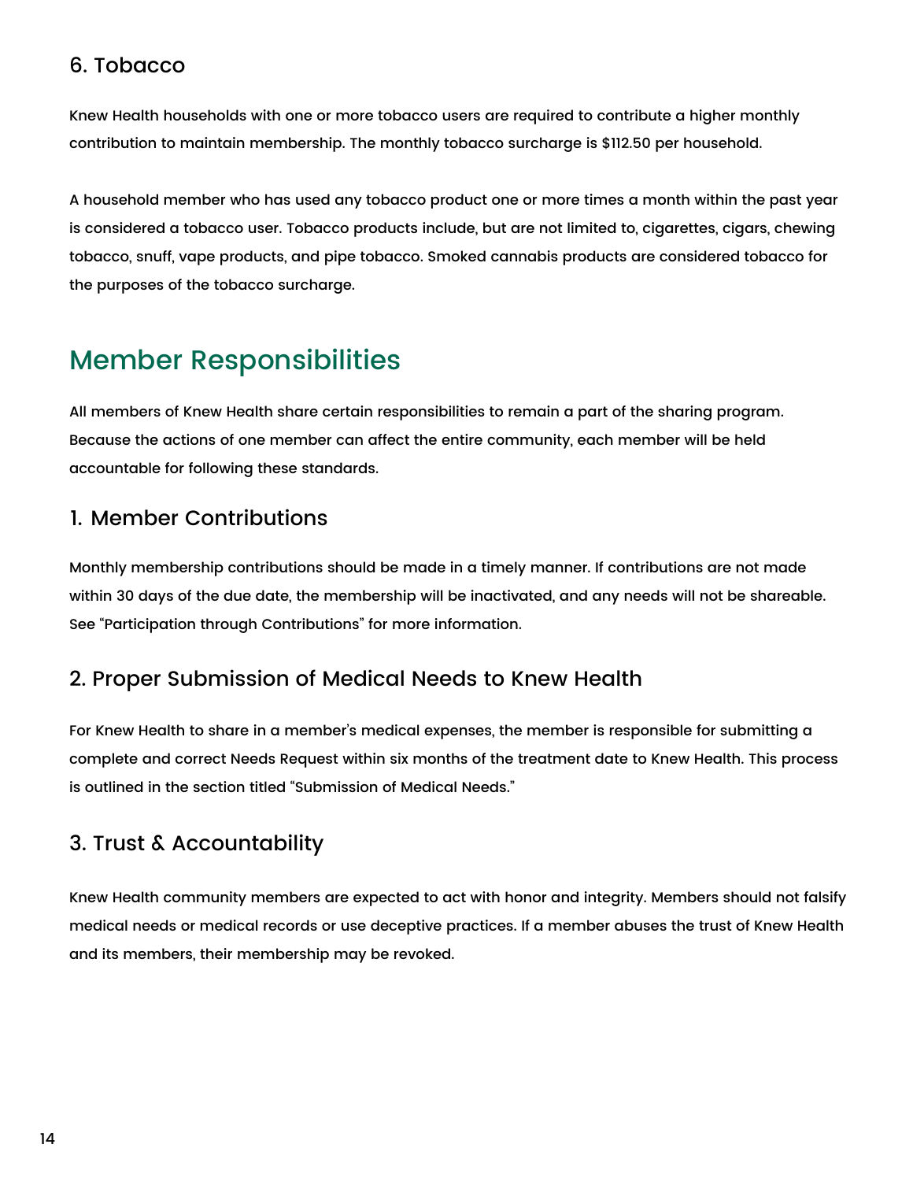### 6. Tobacco

Knew Health households with one or more tobacco users are required to contribute a higher monthly contribution to maintain membership. The monthly tobacco surcharge is $112.50 per household.

A household member who has used any tobacco product one or more times a month within the past year is considered a tobacco user. Tobacco products include, but are not limited to, cigarettes, cigars, chewing tobacco, snuff, vape products, and pipe tobacco. Smoked cannabis products are considered tobacco for the purposes of the tobacco surcharge.

## Member Responsibilities

All members of Knew Health share certain responsibilities to remain a part of the sharing program. Because the actions of one member can affect the entire community, each member will be held accountable for following these standards.

### 1. Member Contributions

Monthly membership contributions should be made in a timely manner. If contributions are not made within 30 days of the due date, the membership will be inactivated, and any needs will not be shareable. See "Participation through Contributions" for more information.

### 2. Proper Submission of Medical Needs to Knew Health

For Knew Health to share in a member's medical expenses, the member is responsible for submitting a complete and correct Needs Request within six months of the treatment date to Knew Health. This process is outlined in the section titled "Submission of Medical Needs."

### 3. Trust & Accountability

Knew Health community members are expected to act with honor and integrity. Members should not falsify medical needs or medical records or use deceptive practices. If a member abuses the trust of Knew Health and its members, their membership may be revoked.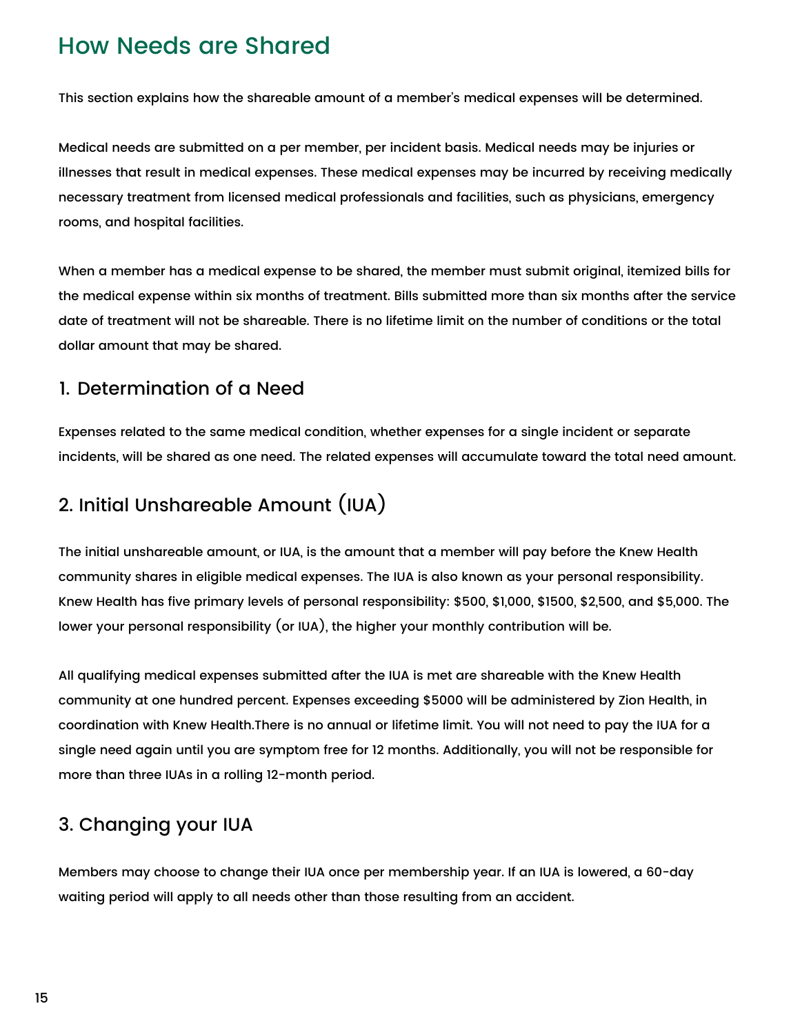# How Needs are Shared

This section explains how the shareable amount of a member's medical expenses will be determined.

Medical needs are submitted on a per member, per incident basis. Medical needs may be injuries or illnesses that result in medical expenses. These medical expenses may be incurred by receiving medically necessary treatment from licensed medical professionals and facilities, such as physicians, emergency rooms, and hospital facilities.

When a member has a medical expense to be shared, the member must submit original, itemized bills for the medical expense within six months of treatment. Bills submitted more than six months after the service date of treatment will not be shareable. There is no lifetime limit on the number of conditions or the total dollar amount that may be shared.

## 1. Determination of a Need

Expenses related to the same medical condition, whether expenses for a single incident or separate incidents, will be shared as one need. The related expenses will accumulate toward the total need amount.

## 2. Initial Unshareable Amount (IUA)

The initial unshareable amount, or IUA, is the amount that a member will pay before the Knew Health community shares in eligible medical expenses. The IUA is also known as your personal responsibility. Knew Health has five primary levels of personal responsibility: $500, $1,000, $1500, $2,500, and $5,000. The lower your personal responsibility (or IUA), the higher your monthly contribution will be.

All qualifying medical expenses submitted after the IUA is met are shareable with the Knew Health community at one hundred percent. Expenses exceeding $5000 will be administered by Zion Health, in coordination with Knew Health.There is no annual or lifetime limit. You will not need to pay the IUA for a single need again until you are symptom free for 12 months. Additionally, you will not be responsible for more than three IUAs in a rolling 12-month period.

## 3. Changing your IUA

Members may choose to change their IUA once per membership year. If an IUA is lowered, a 60-day waiting period will apply to all needs other than those resulting from an accident.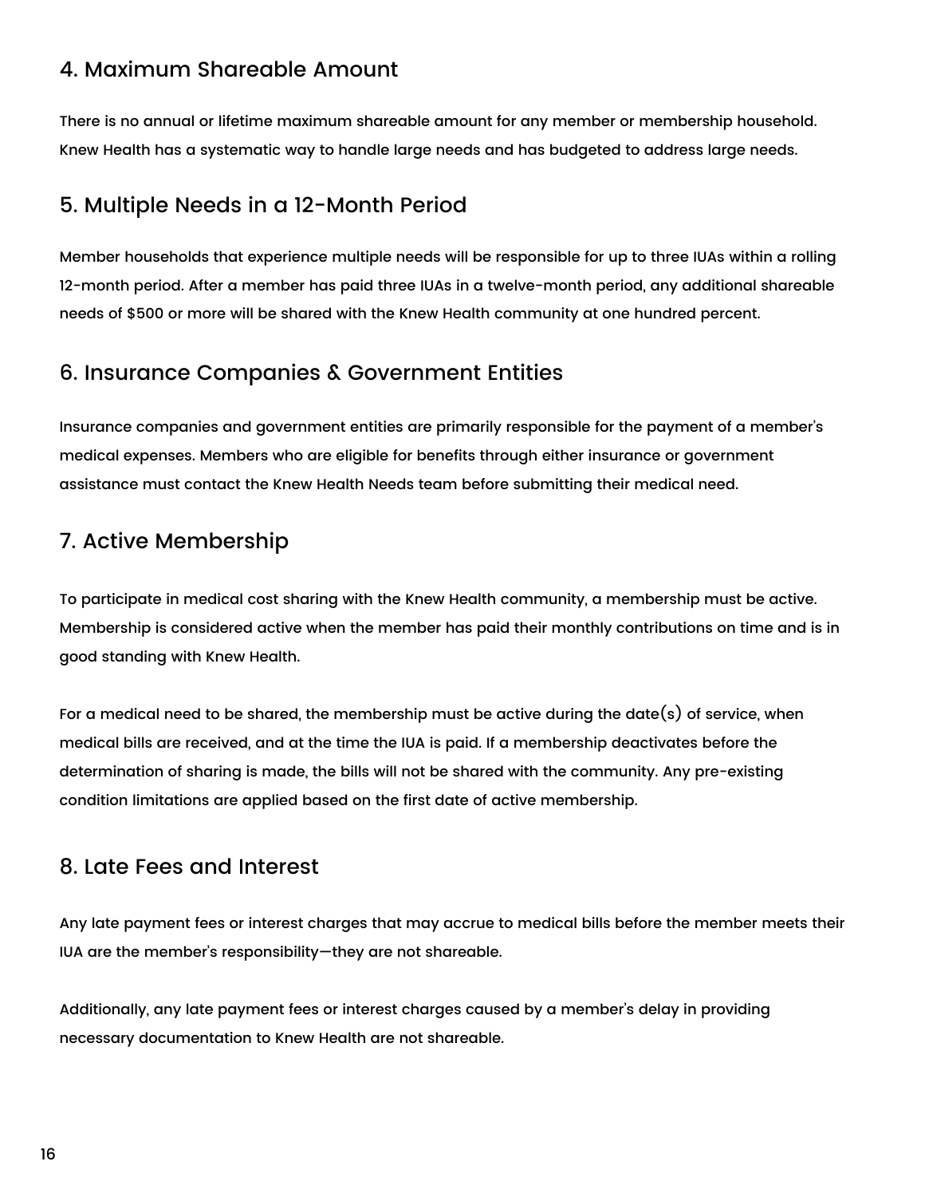## 4. Maximum Shareable Amount

There is no annual or lifetime maximum shareable amount for any member or membership household. Knew Health has a systematic way to handle large needs and has budgeted to address large needs.

## 5. Multiple Needs in a 12-Month Period

Member households that experience multiple needs will be responsible for up to three IUAs within a rolling 12-month period. After a member has paid three IUAs in a twelve-month period, any additional shareable needs of $500 or more will be shared with the Knew Health community at one hundred percent.

## 6. Insurance Companies & Government Entities

Insurance companies and government entities are primarily responsible for the payment of a member's medical expenses. Members who are eligible for benefits through either insurance or government assistance must contact the Knew Health Needs team before submitting their medical need.

## 7. Active Membership

To participate in medical cost sharing with the Knew Health community, a membership must be active. Membership is considered active when the member has paid their monthly contributions on time and is in good standing with Knew Health.

For a medical need to be shared, the membership must be active during the date(s) of service, when medical bills are received, and at the time the IUA is paid. If a membership deactivates before the determination of sharing is made, the bills will not be shared with the community. Any pre-existing condition limitations are applied based on the first date of active membership.

## 8. Late Fees and Interest

Any late payment fees or interest charges that may accrue to medical bills before the member meets their IUA are the member's responsibility—they are not shareable.

Additionally, any late payment fees or interest charges caused by a member's delay in providing necessary documentation to Knew Health are not shareable.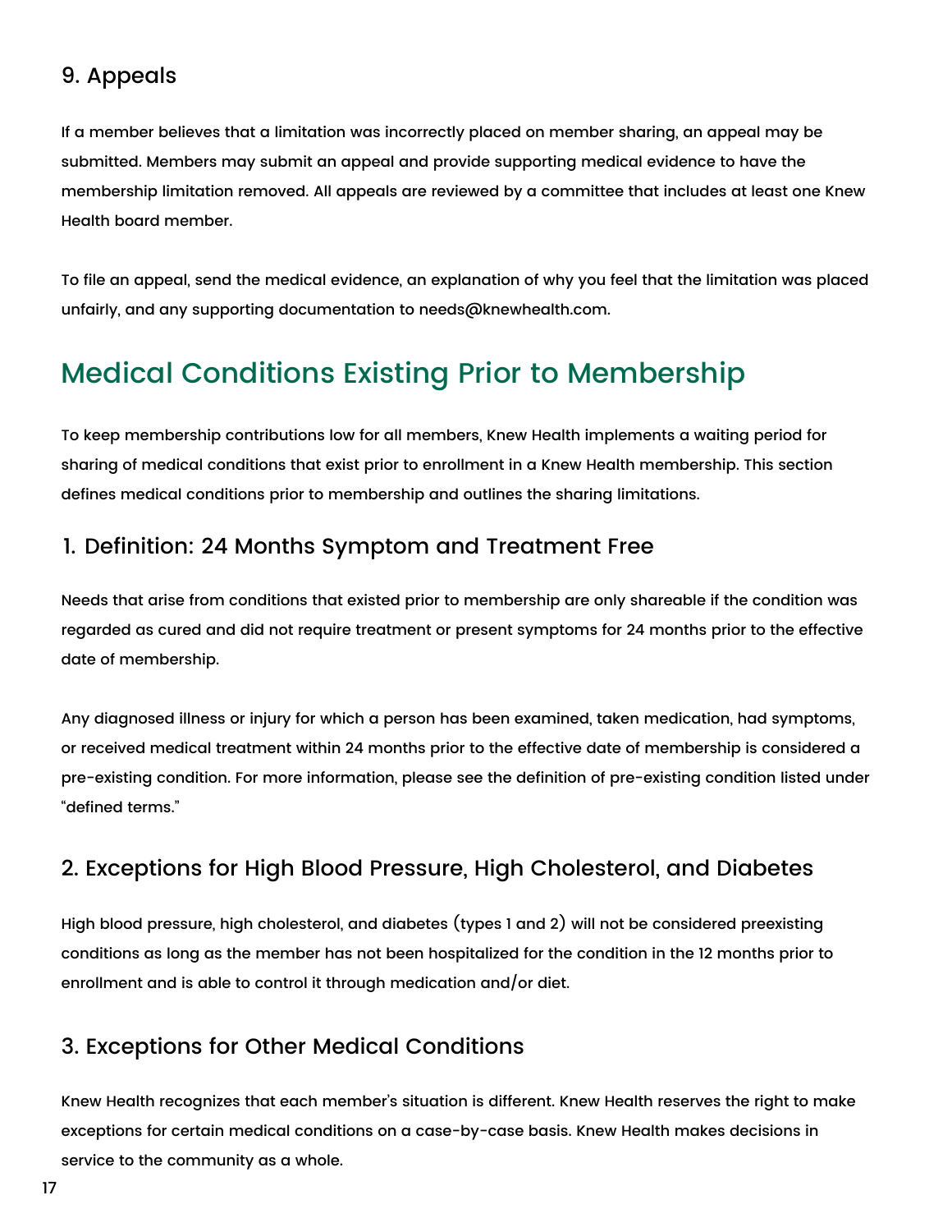### 9. Appeals

If a member believes that a limitation was incorrectly placed on member sharing, an appeal may be submitted. Members may submit an appeal and provide supporting medical evidence to have the membership limitation removed. All appeals are reviewed by a committee that includes at least one Knew Health board member.

To file an appeal, send the medical evidence, an explanation of why you feel that the limitation was placed unfairly, and any supporting documentation to needs@knewhealth.com.

## Medical Conditions Existing Prior to Membership

To keep membership contributions low for all members, Knew Health implements a waiting period for sharing of medical conditions that exist prior to enrollment in a Knew Health membership. This section defines medical conditions prior to membership and outlines the sharing limitations.

### 1. Definition: 24 Months Symptom and Treatment Free

Needs that arise from conditions that existed prior to membership are only shareable if the condition was regarded as cured and did not require treatment or present symptoms for 24 months prior to the effective date of membership.

Any diagnosed illness or injury for which a person has been examined, taken medication, had symptoms, or received medical treatment within 24 months prior to the effective date of membership is considered a pre-existing condition. For more information, please see the definition of pre-existing condition listed under "defined terms."

### 2. Exceptions for High Blood Pressure, High Cholesterol, and Diabetes

High blood pressure, high cholesterol, and diabetes (types 1 and 2) will not be considered preexisting conditions as long as the member has not been hospitalized for the condition in the 12 months prior to enrollment and is able to control it through medication and/or diet.

### 3. Exceptions for Other Medical Conditions

Knew Health recognizes that each member's situation is different. Knew Health reserves the right to make exceptions for certain medical conditions on a case-by-case basis. Knew Health makes decisions in service to the community as a whole.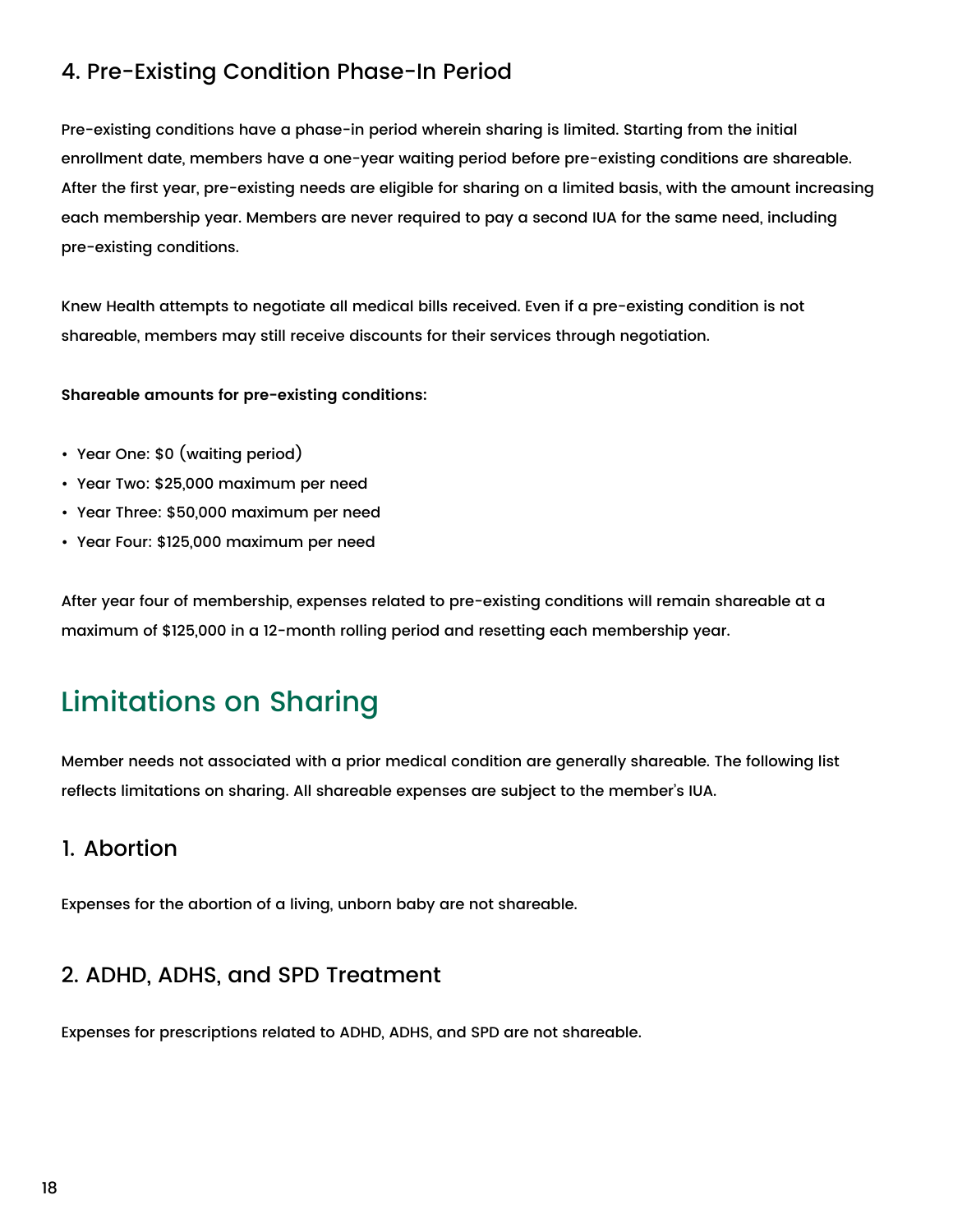### 4. Pre-Existing Condition Phase-In Period

Pre-existing conditions have a phase-in period wherein sharing is limited. Starting from the initial enrollment date, members have a one-year waiting period before pre-existing conditions are shareable. After the first year, pre-existing needs are eligible for sharing on a limited basis, with the amount increasing each membership year. Members are never required to pay a second IUA for the same need, including pre-existing conditions.

Knew Health attempts to negotiate all medical bills received. Even if a pre-existing condition is not shareable, members may still receive discounts for their services through negotiation.

**Shareable amounts for pre-existing conditions:**

- Year One: $0 (waiting period)
- Year Two: $25,000 maximum per need
- Year Three: $50,000 maximum per need
- Year Four: $125,000 maximum per need

After year four of membership, expenses related to pre-existing conditions will remain shareable at a maximum of $125,000 in a 12-month rolling period and resetting each membership year.

## Limitations on Sharing

Member needs not associated with a prior medical condition are generally shareable. The following list reflects limitations on sharing. All shareable expenses are subject to the member's IUA.

### 1. Abortion

Expenses for the abortion of a living, unborn baby are not shareable.

### 2. ADHD, ADHS, and SPD Treatment

Expenses for prescriptions related to ADHD, ADHS, and SPD are not shareable.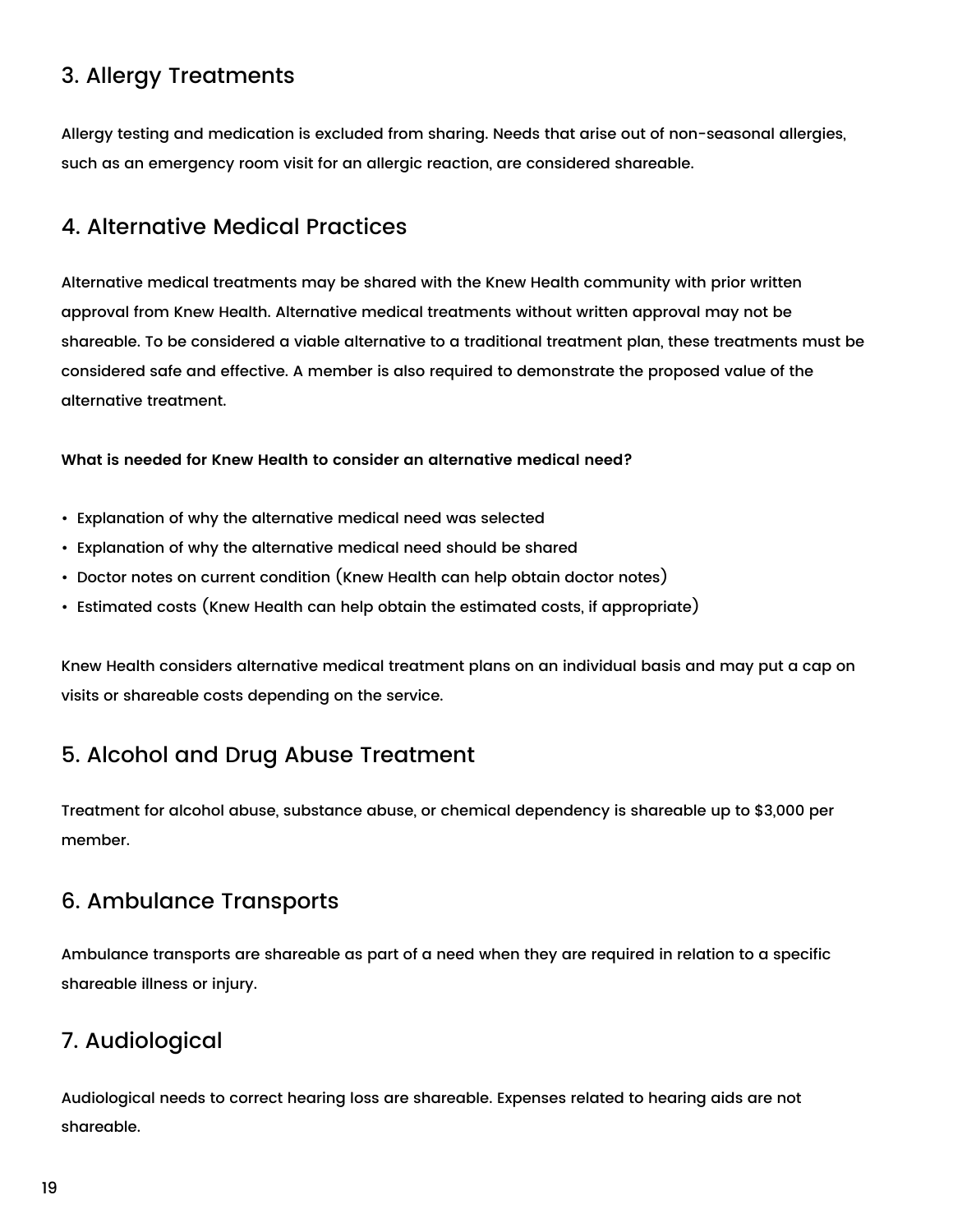## 3. Allergy Treatments

Allergy testing and medication is excluded from sharing. Needs that arise out of non-seasonal allergies, such as an emergency room visit for an allergic reaction, are considered shareable.

## 4. Alternative Medical Practices

Alternative medical treatments may be shared with the Knew Health community with prior written approval from Knew Health. Alternative medical treatments without written approval may not be shareable. To be considered a viable alternative to a traditional treatment plan, these treatments must be considered safe and effective. A member is also required to demonstrate the proposed value of the alternative treatment.

**What is needed for Knew Health to consider an alternative medical need?**

- Explanation of why the alternative medical need was selected
- Explanation of why the alternative medical need should be shared
- Doctor notes on current condition (Knew Health can help obtain doctor notes)
- Estimated costs (Knew Health can help obtain the estimated costs, if appropriate)

Knew Health considers alternative medical treatment plans on an individual basis and may put a cap on visits or shareable costs depending on the service.

## 5. Alcohol and Drug Abuse Treatment

Treatment for alcohol abuse, substance abuse, or chemical dependency is shareable up to $3,000 per member.

## 6. Ambulance Transports

Ambulance transports are shareable as part of a need when they are required in relation to a specific shareable illness or injury.

## 7. Audiological

Audiological needs to correct hearing loss are shareable. Expenses related to hearing aids are not shareable.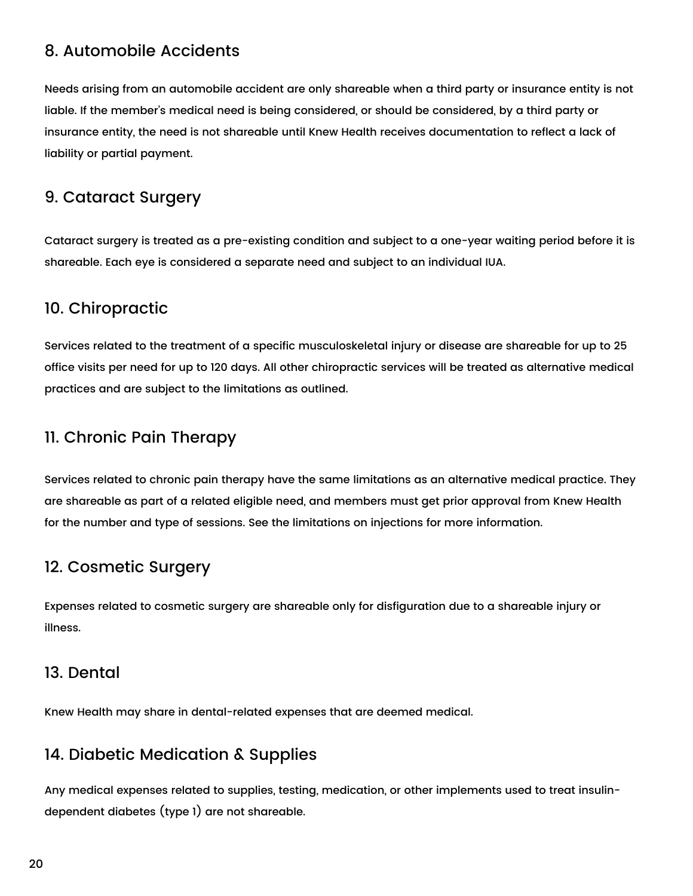## 8. Automobile Accidents

Needs arising from an automobile accident are only shareable when a third party or insurance entity is not liable. If the member's medical need is being considered, or should be considered, by a third party or insurance entity, the need is not shareable until Knew Health receives documentation to reflect a lack of liability or partial payment.

## 9. Cataract Surgery

Cataract surgery is treated as a pre-existing condition and subject to a one-year waiting period before it is shareable. Each eye is considered a separate need and subject to an individual IUA.

## 10. Chiropractic

Services related to the treatment of a specific musculoskeletal injury or disease are shareable for up to 25 office visits per need for up to 120 days. All other chiropractic services will be treated as alternative medical practices and are subject to the limitations as outlined.

## 11. Chronic Pain Therapy

Services related to chronic pain therapy have the same limitations as an alternative medical practice. They are shareable as part of a related eligible need, and members must get prior approval from Knew Health for the number and type of sessions. See the limitations on injections for more information.

## 12. Cosmetic Surgery

Expenses related to cosmetic surgery are shareable only for disfiguration due to a shareable injury or illness.

## 13. Dental

Knew Health may share in dental-related expenses that are deemed medical.

## 14. Diabetic Medication & Supplies

Any medical expenses related to supplies, testing, medication, or other implements used to treat insulin-dependent diabetes (type 1) are not shareable.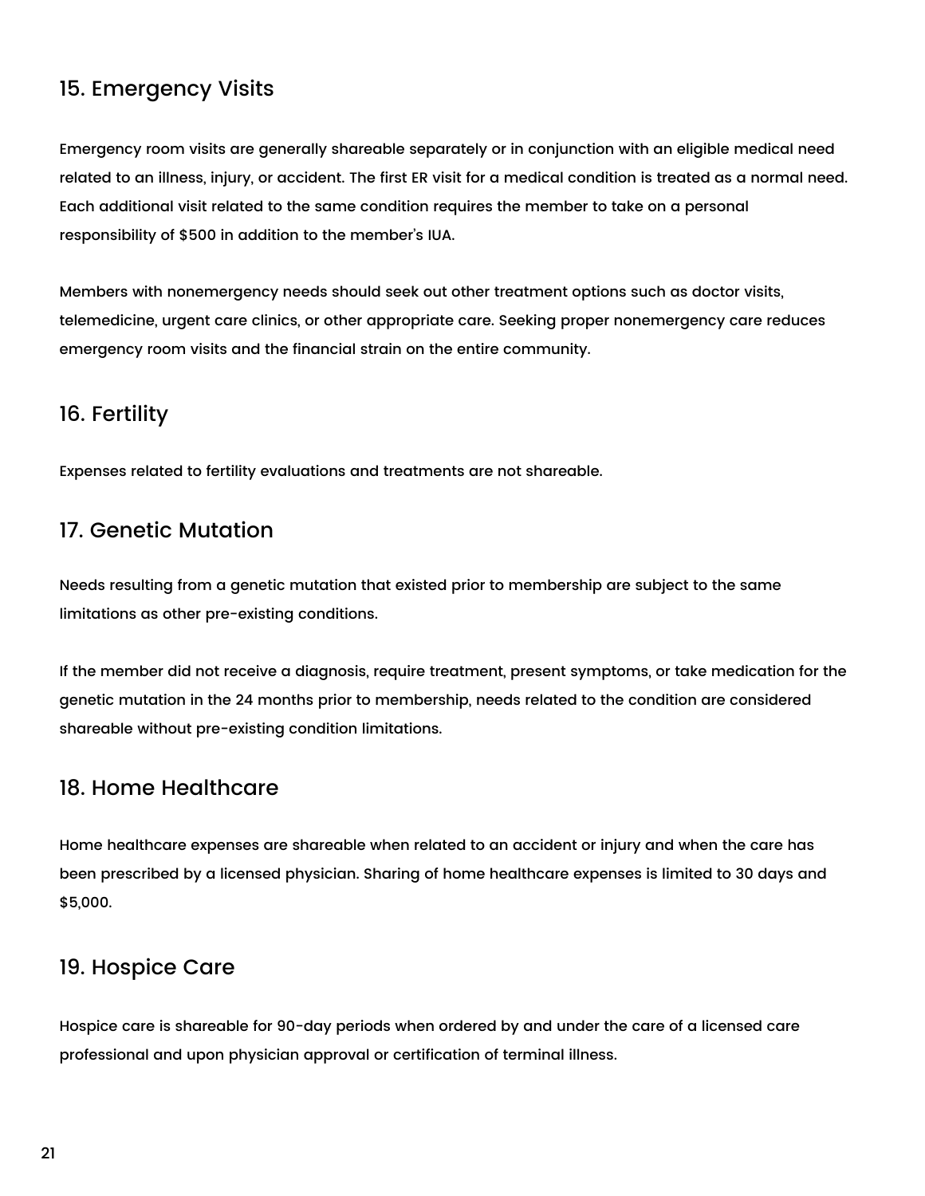## 15. Emergency Visits

Emergency room visits are generally shareable separately or in conjunction with an eligible medical need related to an illness, injury, or accident. The first ER visit for a medical condition is treated as a normal need. Each additional visit related to the same condition requires the member to take on a personal responsibility of $500 in addition to the member's IUA.

Members with nonemergency needs should seek out other treatment options such as doctor visits, telemedicine, urgent care clinics, or other appropriate care. Seeking proper nonemergency care reduces emergency room visits and the financial strain on the entire community.

## 16. Fertility

Expenses related to fertility evaluations and treatments are not shareable.

## 17. Genetic Mutation

Needs resulting from a genetic mutation that existed prior to membership are subject to the same limitations as other pre-existing conditions.

If the member did not receive a diagnosis, require treatment, present symptoms, or take medication for the genetic mutation in the 24 months prior to membership, needs related to the condition are considered shareable without pre-existing condition limitations.

## 18. Home Healthcare

Home healthcare expenses are shareable when related to an accident or injury and when the care has been prescribed by a licensed physician. Sharing of home healthcare expenses is limited to 30 days and $5,000.

## 19. Hospice Care

Hospice care is shareable for 90-day periods when ordered by and under the care of a licensed care professional and upon physician approval or certification of terminal illness.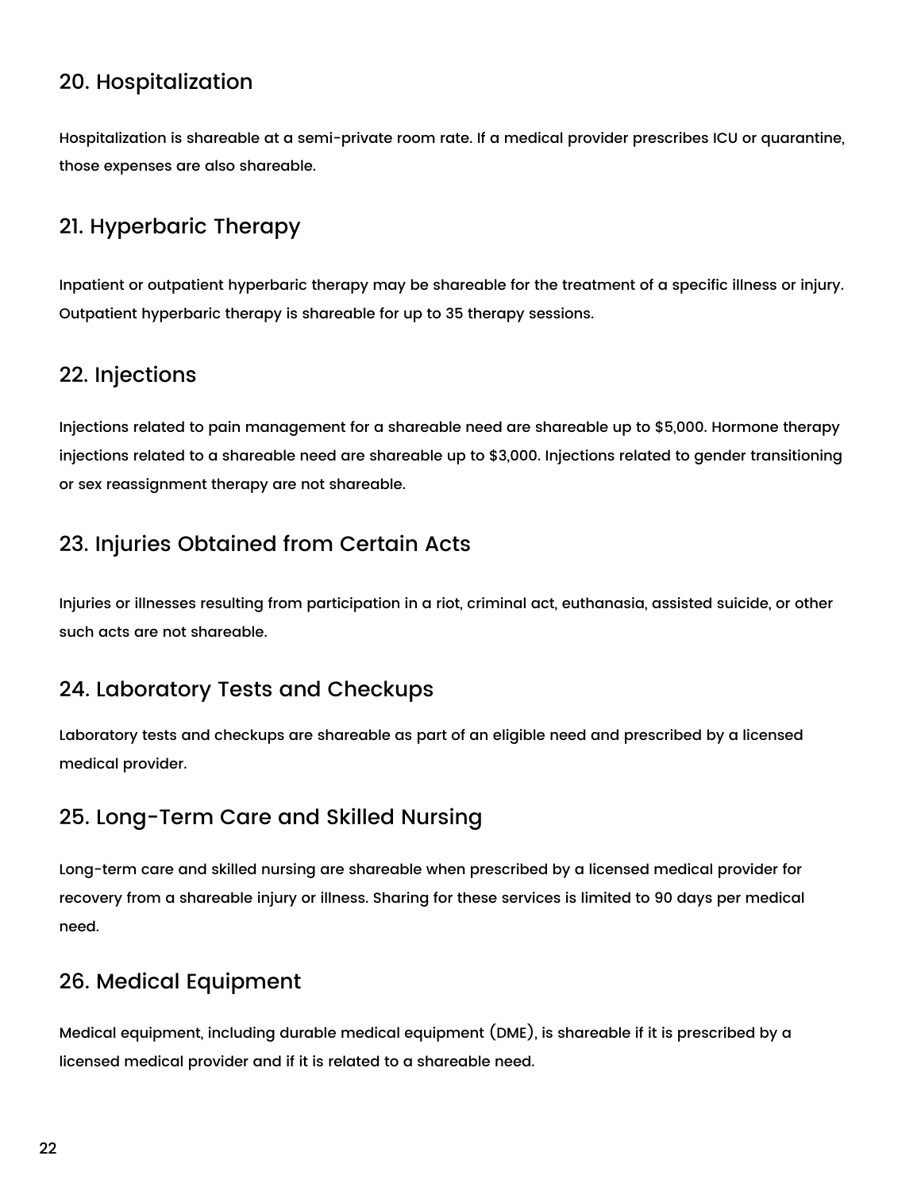## 20. Hospitalization

Hospitalization is shareable at a semi-private room rate. If a medical provider prescribes ICU or quarantine, those expenses are also shareable.

## 21. Hyperbaric Therapy

Inpatient or outpatient hyperbaric therapy may be shareable for the treatment of a specific illness or injury. Outpatient hyperbaric therapy is shareable for up to 35 therapy sessions.

## 22. Injections

Injections related to pain management for a shareable need are shareable up to $5,000. Hormone therapy injections related to a shareable need are shareable up to $3,000. Injections related to gender transitioning or sex reassignment therapy are not shareable.

## 23. Injuries Obtained from Certain Acts

Injuries or illnesses resulting from participation in a riot, criminal act, euthanasia, assisted suicide, or other such acts are not shareable.

## 24. Laboratory Tests and Checkups

Laboratory tests and checkups are shareable as part of an eligible need and prescribed by a licensed medical provider.

## 25. Long-Term Care and Skilled Nursing

Long-term care and skilled nursing are shareable when prescribed by a licensed medical provider for recovery from a shareable injury or illness. Sharing for these services is limited to 90 days per medical need.

## 26. Medical Equipment

Medical equipment, including durable medical equipment (DME), is shareable if it is prescribed by a licensed medical provider and if it is related to a shareable need.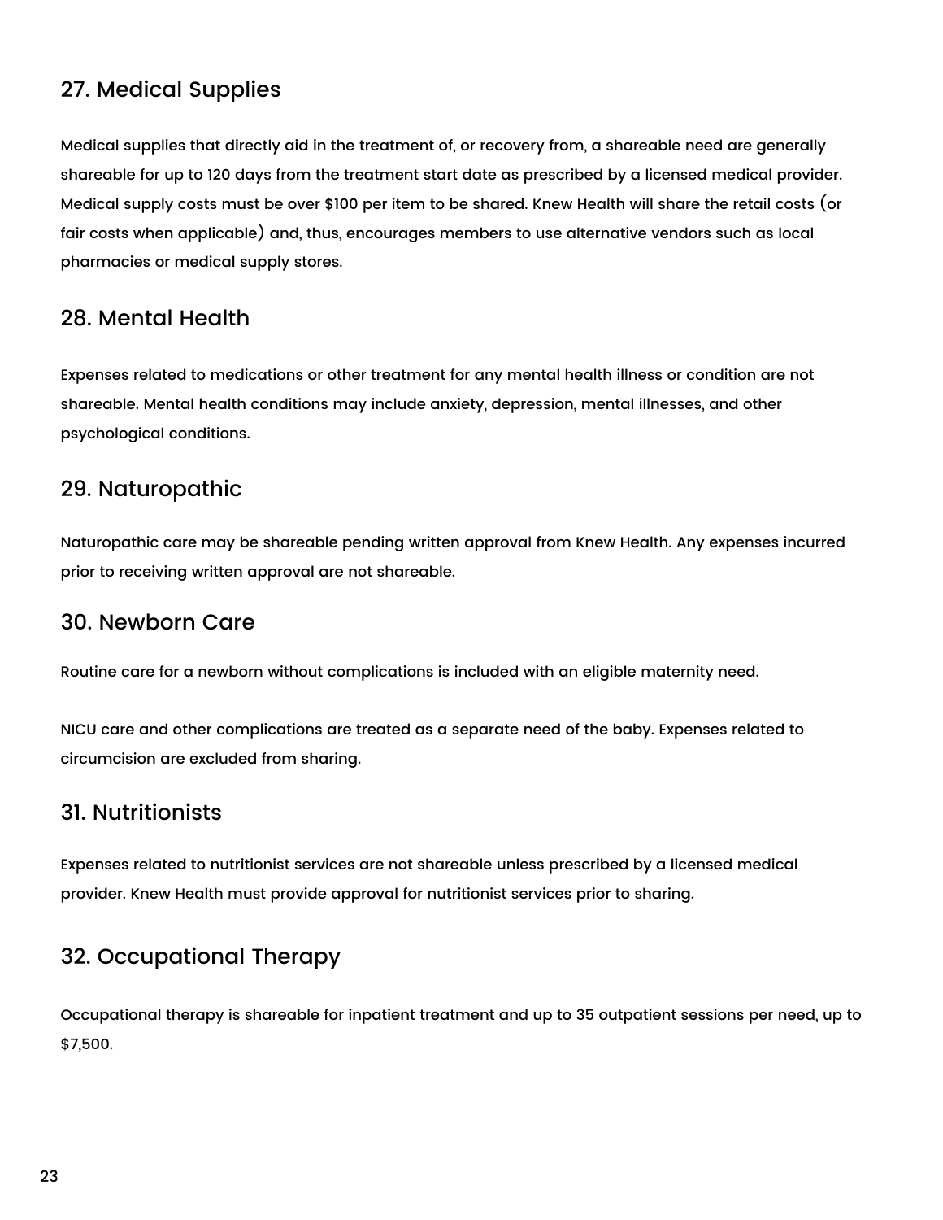## 27. Medical Supplies

Medical supplies that directly aid in the treatment of, or recovery from, a shareable need are generally shareable for up to 120 days from the treatment start date as prescribed by a licensed medical provider. Medical supply costs must be over $100 per item to be shared. Knew Health will share the retail costs (or fair costs when applicable) and, thus, encourages members to use alternative vendors such as local pharmacies or medical supply stores.

## 28. Mental Health

Expenses related to medications or other treatment for any mental health illness or condition are not shareable. Mental health conditions may include anxiety, depression, mental illnesses, and other psychological conditions.

## 29. Naturopathic

Naturopathic care may be shareable pending written approval from Knew Health. Any expenses incurred prior to receiving written approval are not shareable.

## 30. Newborn Care

Routine care for a newborn without complications is included with an eligible maternity need.

NICU care and other complications are treated as a separate need of the baby. Expenses related to circumcision are excluded from sharing.

## 31. Nutritionists

Expenses related to nutritionist services are not shareable unless prescribed by a licensed medical provider. Knew Health must provide approval for nutritionist services prior to sharing.

## 32. Occupational Therapy

Occupational therapy is shareable for inpatient treatment and up to 35 outpatient sessions per need, up to $7,500.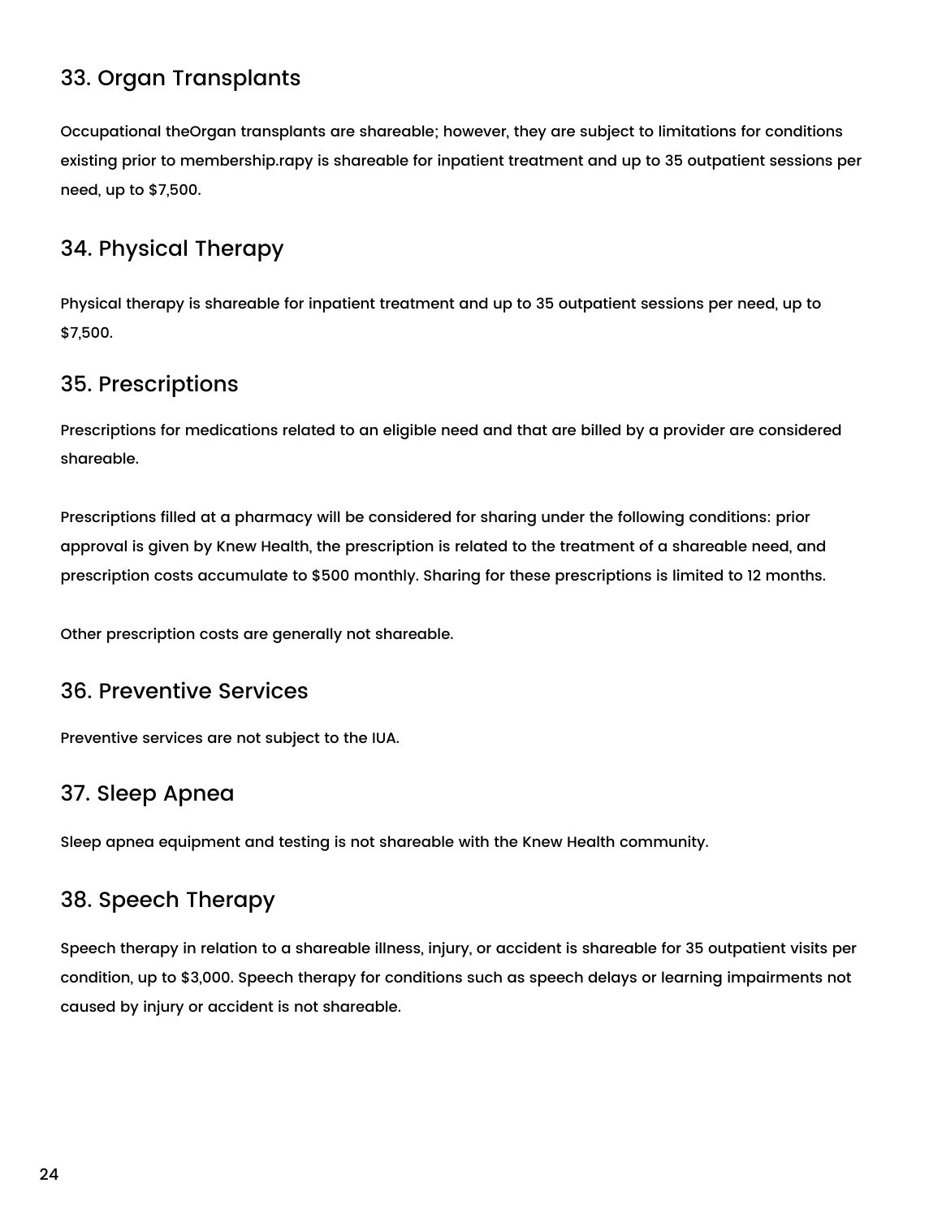## 33. Organ Transplants

Occupational theOrgan transplants are shareable; however, they are subject to limitations for conditions existing prior to membership.rapy is shareable for inpatient treatment and up to 35 outpatient sessions per need, up to $7,500.

## 34. Physical Therapy

Physical therapy is shareable for inpatient treatment and up to 35 outpatient sessions per need, up to $7,500.

## 35. Prescriptions

Prescriptions for medications related to an eligible need and that are billed by a provider are considered shareable.

Prescriptions filled at a pharmacy will be considered for sharing under the following conditions: prior approval is given by Knew Health, the prescription is related to the treatment of a shareable need, and prescription costs accumulate to $500 monthly. Sharing for these prescriptions is limited to 12 months.

Other prescription costs are generally not shareable.

## 36. Preventive Services

Preventive services are not subject to the IUA.

## 37. Sleep Apnea

Sleep apnea equipment and testing is not shareable with the Knew Health community.

## 38. Speech Therapy

Speech therapy in relation to a shareable illness, injury, or accident is shareable for 35 outpatient visits per condition, up to $3,000. Speech therapy for conditions such as speech delays or learning impairments not caused by injury or accident is not shareable.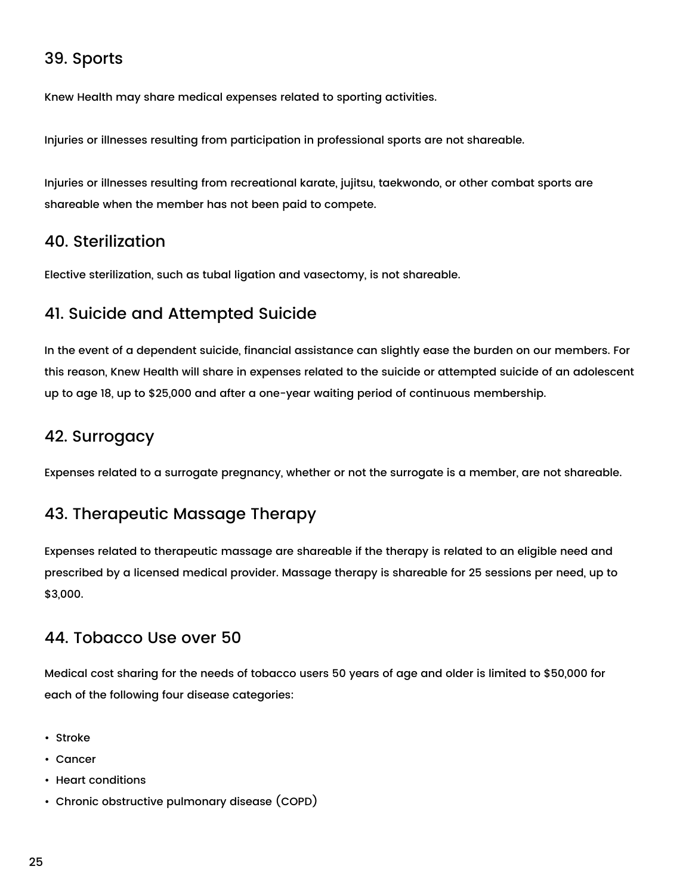## 39. Sports

Knew Health may share medical expenses related to sporting activities.

Injuries or illnesses resulting from participation in professional sports are not shareable.

Injuries or illnesses resulting from recreational karate, jujitsu, taekwondo, or other combat sports are shareable when the member has not been paid to compete.

## 40. Sterilization

Elective sterilization, such as tubal ligation and vasectomy, is not shareable.

## 41. Suicide and Attempted Suicide

In the event of a dependent suicide, financial assistance can slightly ease the burden on our members. For this reason, Knew Health will share in expenses related to the suicide or attempted suicide of an adolescent up to age 18, up to $25,000 and after a one-year waiting period of continuous membership.

## 42. Surrogacy

Expenses related to a surrogate pregnancy, whether or not the surrogate is a member, are not shareable.

## 43. Therapeutic Massage Therapy

Expenses related to therapeutic massage are shareable if the therapy is related to an eligible need and prescribed by a licensed medical provider. Massage therapy is shareable for 25 sessions per need, up to $3,000.

## 44. Tobacco Use over 50

Medical cost sharing for the needs of tobacco users 50 years of age and older is limited to $50,000 for each of the following four disease categories:

- Stroke
- Cancer
- Heart conditions
- Chronic obstructive pulmonary disease (COPD)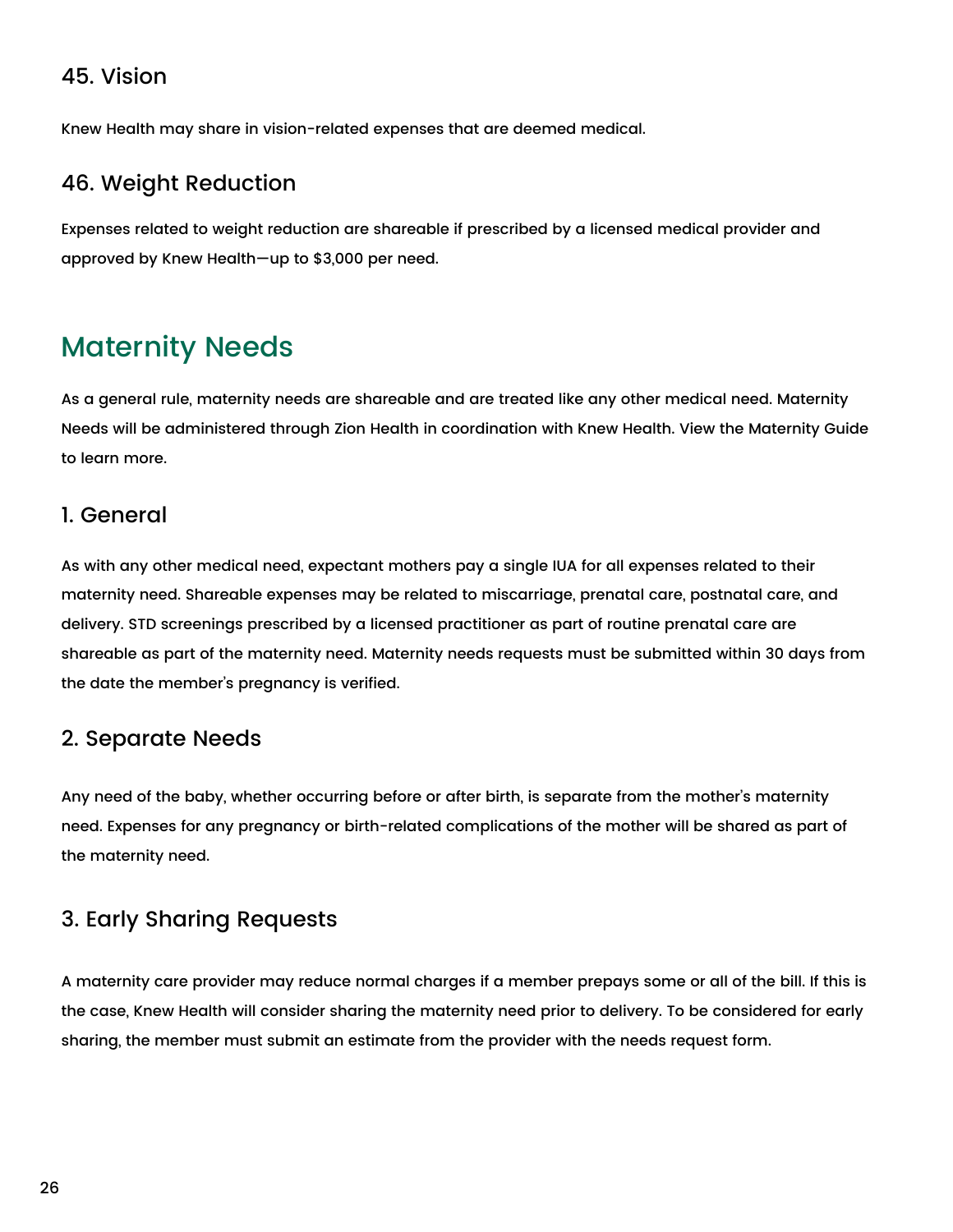### 45. Vision

Knew Health may share in vision-related expenses that are deemed medical.

### 46. Weight Reduction

Expenses related to weight reduction are shareable if prescribed by a licensed medical provider and approved by Knew Health—up to $3,000 per need.

## Maternity Needs

As a general rule, maternity needs are shareable and are treated like any other medical need. Maternity Needs will be administered through Zion Health in coordination with Knew Health. View the Maternity Guide to learn more.

### 1. General

As with any other medical need, expectant mothers pay a single IUA for all expenses related to their maternity need. Shareable expenses may be related to miscarriage, prenatal care, postnatal care, and delivery. STD screenings prescribed by a licensed practitioner as part of routine prenatal care are shareable as part of the maternity need. Maternity needs requests must be submitted within 30 days from the date the member's pregnancy is verified.

### 2. Separate Needs

Any need of the baby, whether occurring before or after birth, is separate from the mother's maternity need. Expenses for any pregnancy or birth-related complications of the mother will be shared as part of the maternity need.

### 3. Early Sharing Requests

A maternity care provider may reduce normal charges if a member prepays some or all of the bill. If this is the case, Knew Health will consider sharing the maternity need prior to delivery. To be considered for early sharing, the member must submit an estimate from the provider with the needs request form.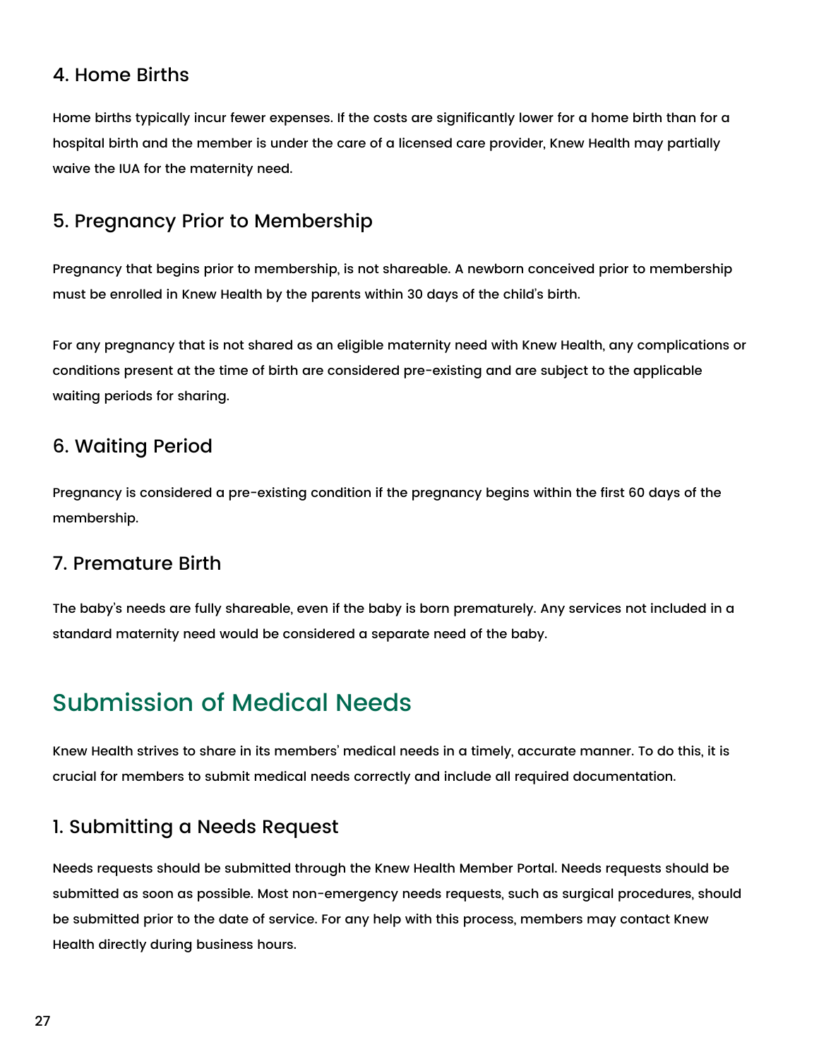### 4. Home Births

Home births typically incur fewer expenses. If the costs are significantly lower for a home birth than for a hospital birth and the member is under the care of a licensed care provider, Knew Health may partially waive the IUA for the maternity need.

### 5. Pregnancy Prior to Membership

Pregnancy that begins prior to membership, is not shareable. A newborn conceived prior to membership must be enrolled in Knew Health by the parents within 30 days of the child's birth.

For any pregnancy that is not shared as an eligible maternity need with Knew Health, any complications or conditions present at the time of birth are considered pre-existing and are subject to the applicable waiting periods for sharing.

### 6. Waiting Period

Pregnancy is considered a pre-existing condition if the pregnancy begins within the first 60 days of the membership.

### 7. Premature Birth

The baby's needs are fully shareable, even if the baby is born prematurely. Any services not included in a standard maternity need would be considered a separate need of the baby.

## Submission of Medical Needs

Knew Health strives to share in its members' medical needs in a timely, accurate manner. To do this, it is crucial for members to submit medical needs correctly and include all required documentation.

### 1. Submitting a Needs Request

Needs requests should be submitted through the Knew Health Member Portal. Needs requests should be submitted as soon as possible. Most non-emergency needs requests, such as surgical procedures, should be submitted prior to the date of service. For any help with this process, members may contact Knew Health directly during business hours.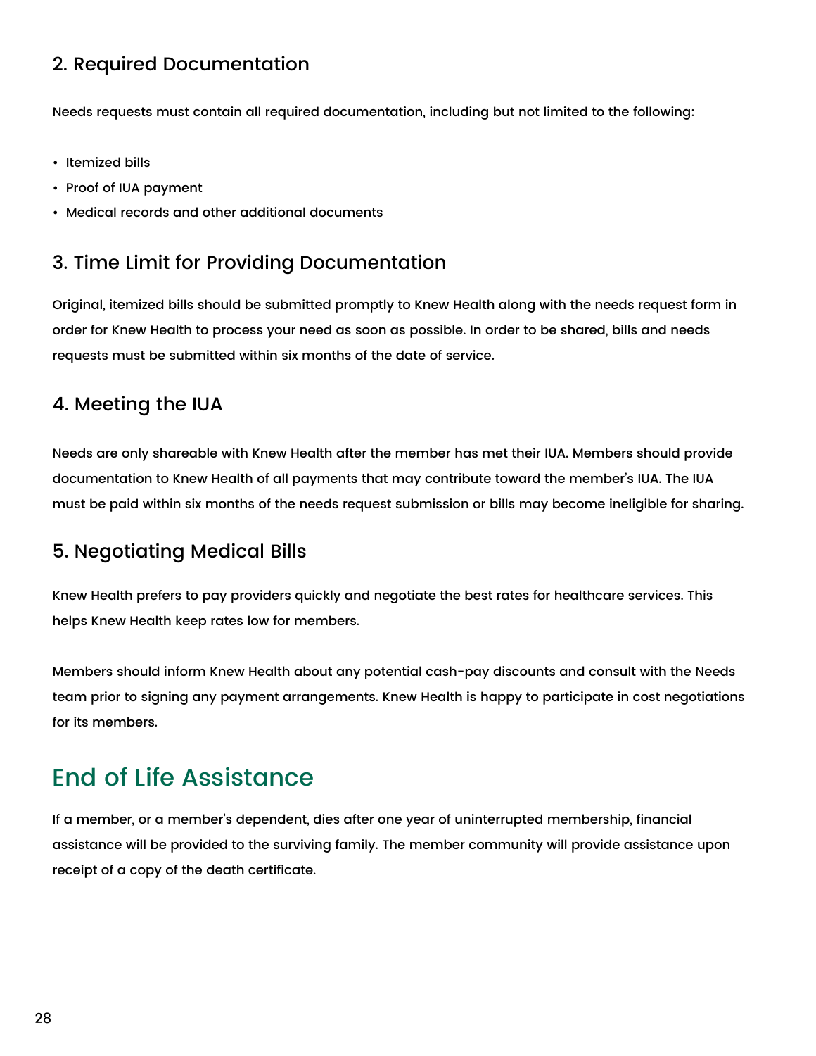### 2. Required Documentation

Needs requests must contain all required documentation, including but not limited to the following:

- Itemized bills
- Proof of IUA payment
- Medical records and other additional documents

### 3. Time Limit for Providing Documentation

Original, itemized bills should be submitted promptly to Knew Health along with the needs request form in order for Knew Health to process your need as soon as possible. In order to be shared, bills and needs requests must be submitted within six months of the date of service.

### 4. Meeting the IUA

Needs are only shareable with Knew Health after the member has met their IUA. Members should provide documentation to Knew Health of all payments that may contribute toward the member's IUA. The IUA must be paid within six months of the needs request submission or bills may become ineligible for sharing.

### 5. Negotiating Medical Bills

Knew Health prefers to pay providers quickly and negotiate the best rates for healthcare services. This helps Knew Health keep rates low for members.

Members should inform Knew Health about any potential cash-pay discounts and consult with the Needs team prior to signing any payment arrangements. Knew Health is happy to participate in cost negotiations for its members.

## End of Life Assistance

If a member, or a member's dependent, dies after one year of uninterrupted membership, financial assistance will be provided to the surviving family. The member community will provide assistance upon receipt of a copy of the death certificate.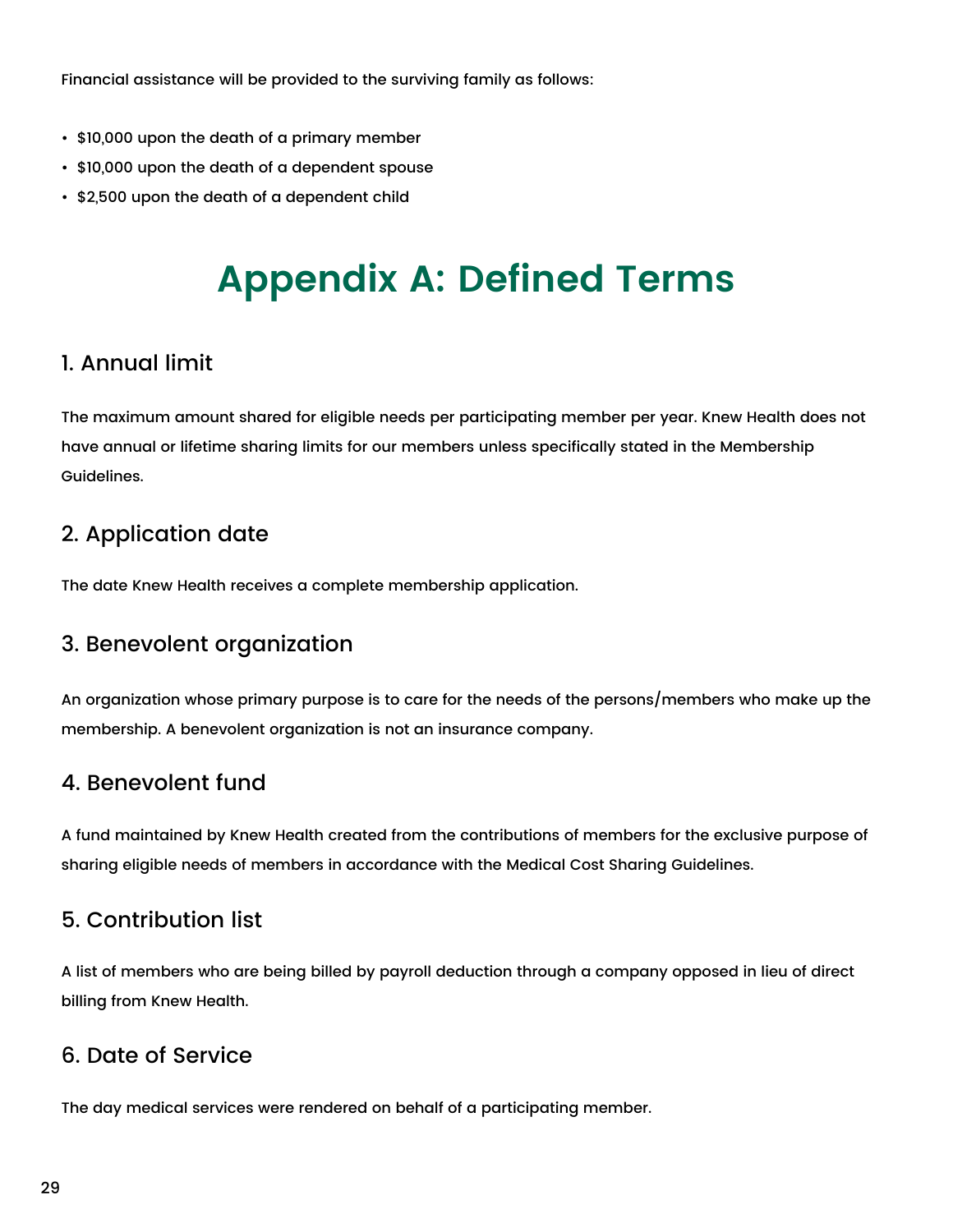Financial assistance will be provided to the surviving family as follows:

- $10,000 upon the death of a primary member
- $10,000 upon the death of a dependent spouse
- $2,500 upon the death of a dependent child

# Appendix A: Defined Terms

## 1. Annual limit

The maximum amount shared for eligible needs per participating member per year. Knew Health does not have annual or lifetime sharing limits for our members unless specifically stated in the Membership Guidelines.

## 2. Application date

The date Knew Health receives a complete membership application.

## 3. Benevolent organization

An organization whose primary purpose is to care for the needs of the persons/members who make up the membership. A benevolent organization is not an insurance company.

## 4. Benevolent fund

A fund maintained by Knew Health created from the contributions of members for the exclusive purpose of sharing eligible needs of members in accordance with the Medical Cost Sharing Guidelines.

## 5. Contribution list

A list of members who are being billed by payroll deduction through a company opposed in lieu of direct billing from Knew Health.

## 6. Date of Service

The day medical services were rendered on behalf of a participating member.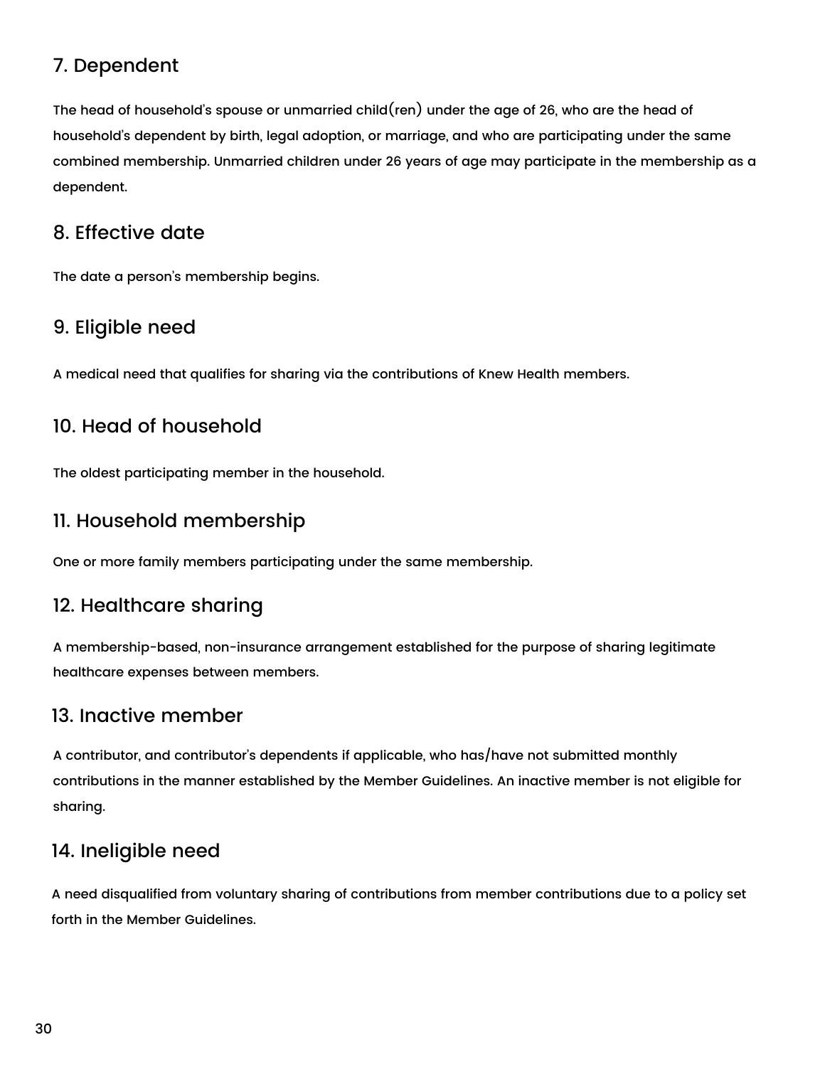## 7. Dependent

The head of household's spouse or unmarried child(ren) under the age of 26, who are the head of household's dependent by birth, legal adoption, or marriage, and who are participating under the same combined membership. Unmarried children under 26 years of age may participate in the membership as a dependent.

## 8. Effective date

The date a person's membership begins.

## 9. Eligible need

A medical need that qualifies for sharing via the contributions of Knew Health members.

## 10. Head of household

The oldest participating member in the household.

## 11. Household membership

One or more family members participating under the same membership.

## 12. Healthcare sharing

A membership-based, non-insurance arrangement established for the purpose of sharing legitimate healthcare expenses between members.

## 13. Inactive member

A contributor, and contributor's dependents if applicable, who has/have not submitted monthly contributions in the manner established by the Member Guidelines. An inactive member is not eligible for sharing.

## 14. Ineligible need

A need disqualified from voluntary sharing of contributions from member contributions due to a policy set forth in the Member Guidelines.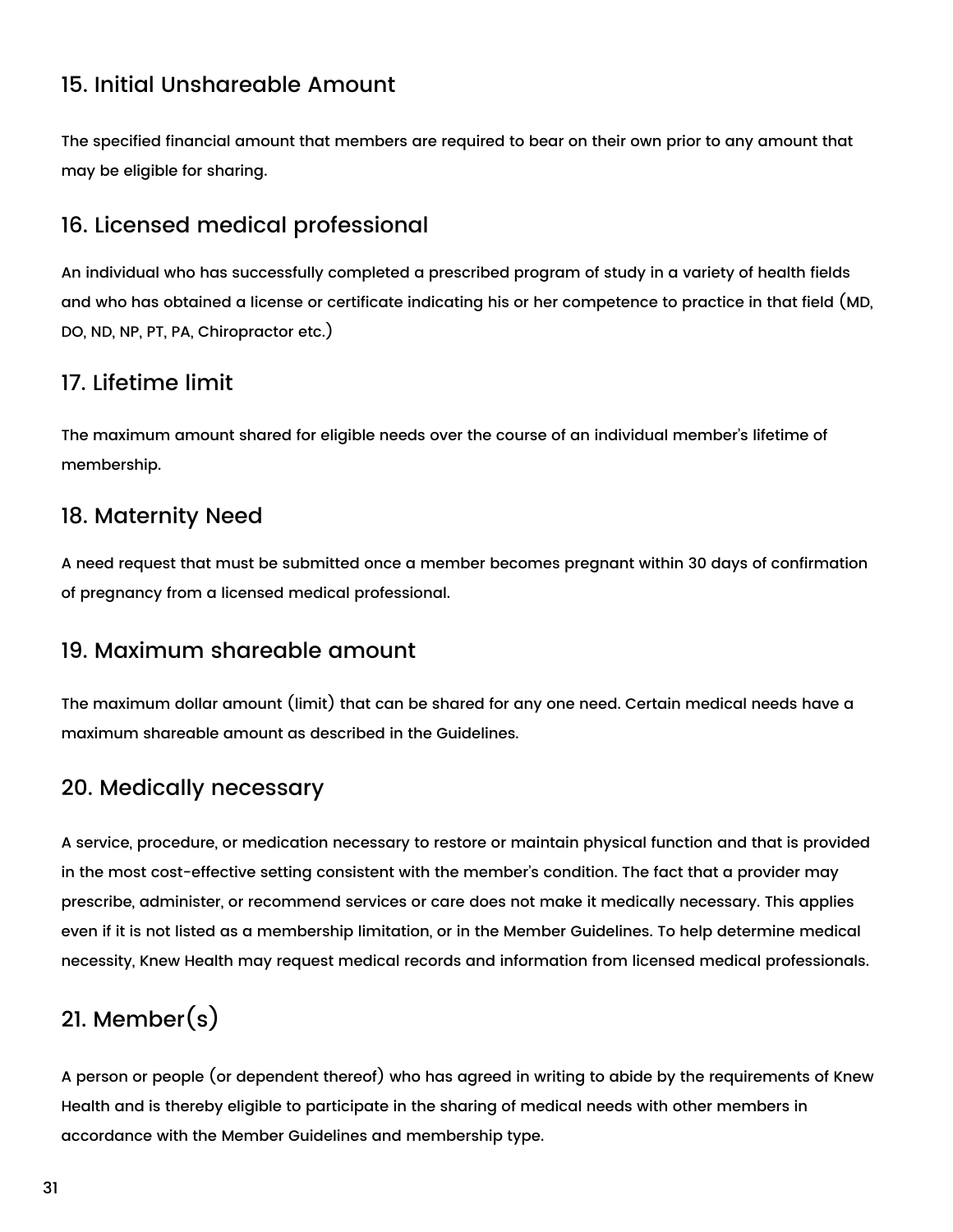## 15. Initial Unshareable Amount

The specified financial amount that members are required to bear on their own prior to any amount that may be eligible for sharing.

## 16. Licensed medical professional

An individual who has successfully completed a prescribed program of study in a variety of health fields and who has obtained a license or certificate indicating his or her competence to practice in that field (MD, DO, ND, NP, PT, PA, Chiropractor etc.)

## 17. Lifetime limit

The maximum amount shared for eligible needs over the course of an individual member's lifetime of membership.

## 18. Maternity Need

A need request that must be submitted once a member becomes pregnant within 30 days of confirmation of pregnancy from a licensed medical professional.

## 19. Maximum shareable amount

The maximum dollar amount (limit) that can be shared for any one need. Certain medical needs have a maximum shareable amount as described in the Guidelines.

## 20. Medically necessary

A service, procedure, or medication necessary to restore or maintain physical function and that is provided in the most cost-effective setting consistent with the member's condition. The fact that a provider may prescribe, administer, or recommend services or care does not make it medically necessary. This applies even if it is not listed as a membership limitation, or in the Member Guidelines. To help determine medical necessity, Knew Health may request medical records and information from licensed medical professionals.

## 21. Member(s)

A person or people (or dependent thereof) who has agreed in writing to abide by the requirements of Knew Health and is thereby eligible to participate in the sharing of medical needs with other members in accordance with the Member Guidelines and membership type.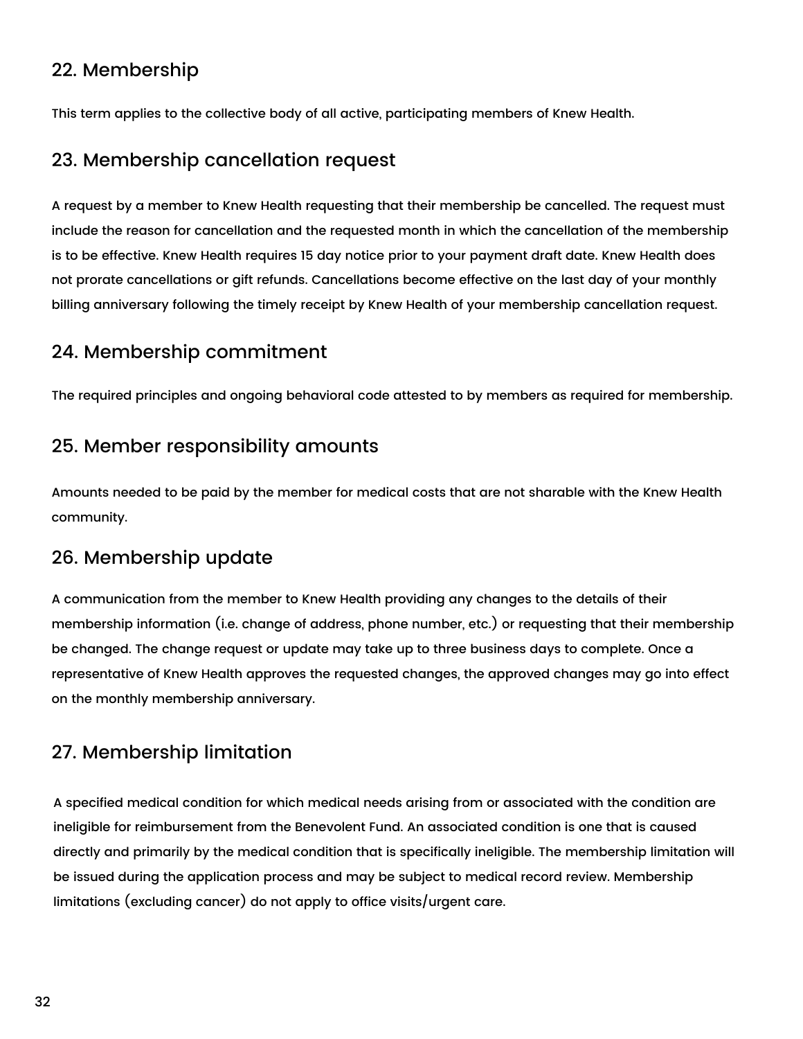## 22. Membership

This term applies to the collective body of all active, participating members of Knew Health.

## 23. Membership cancellation request

A request by a member to Knew Health requesting that their membership be cancelled. The request must include the reason for cancellation and the requested month in which the cancellation of the membership is to be effective. Knew Health requires 15 day notice prior to your payment draft date. Knew Health does not prorate cancellations or gift refunds. Cancellations become effective on the last day of your monthly billing anniversary following the timely receipt by Knew Health of your membership cancellation request.

## 24. Membership commitment

The required principles and ongoing behavioral code attested to by members as required for membership.

## 25. Member responsibility amounts

Amounts needed to be paid by the member for medical costs that are not sharable with the Knew Health community.

## 26. Membership update

A communication from the member to Knew Health providing any changes to the details of their membership information (i.e. change of address, phone number, etc.) or requesting that their membership be changed. The change request or update may take up to three business days to complete. Once a representative of Knew Health approves the requested changes, the approved changes may go into effect on the monthly membership anniversary.

## 27. Membership limitation

A specified medical condition for which medical needs arising from or associated with the condition are ineligible for reimbursement from the Benevolent Fund. An associated condition is one that is caused directly and primarily by the medical condition that is specifically ineligible. The membership limitation will be issued during the application process and may be subject to medical record review. Membership limitations (excluding cancer) do not apply to office visits/urgent care.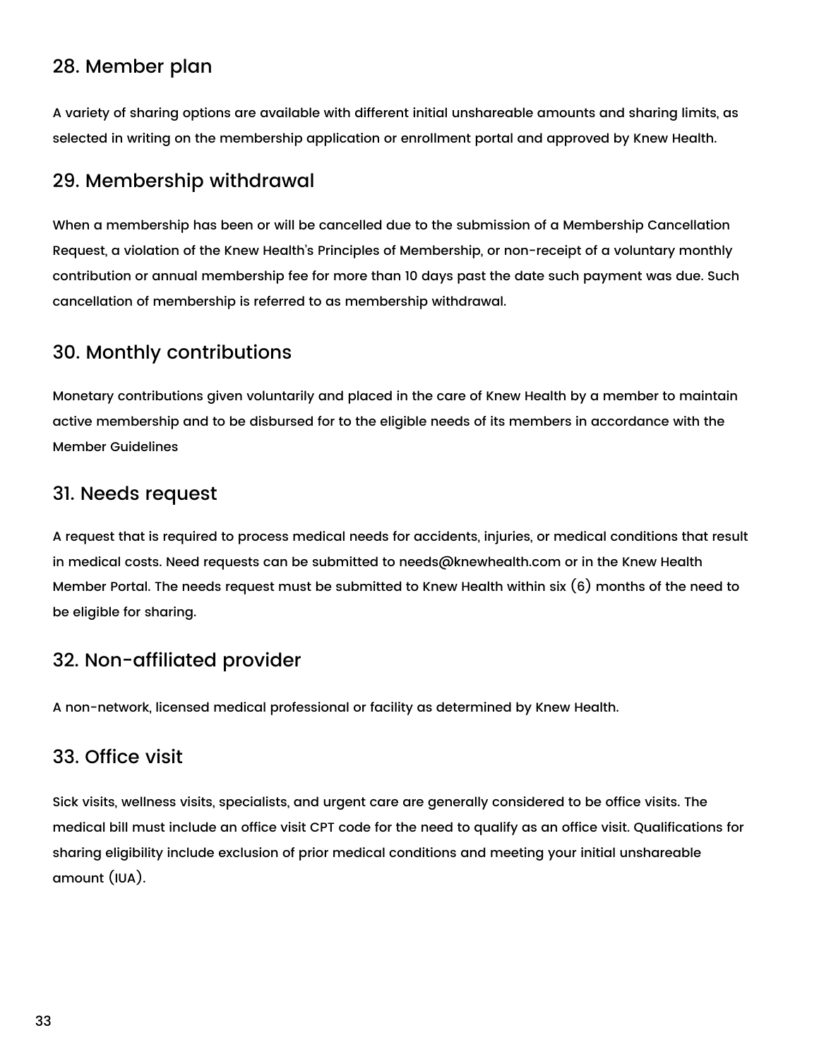## 28. Member plan

A variety of sharing options are available with different initial unshareable amounts and sharing limits, as selected in writing on the membership application or enrollment portal and approved by Knew Health.

## 29. Membership withdrawal

When a membership has been or will be cancelled due to the submission of a Membership Cancellation Request, a violation of the Knew Health's Principles of Membership, or non-receipt of a voluntary monthly contribution or annual membership fee for more than 10 days past the date such payment was due. Such cancellation of membership is referred to as membership withdrawal.

## 30. Monthly contributions

Monetary contributions given voluntarily and placed in the care of Knew Health by a member to maintain active membership and to be disbursed for to the eligible needs of its members in accordance with the Member Guidelines

## 31. Needs request

A request that is required to process medical needs for accidents, injuries, or medical conditions that result in medical costs. Need requests can be submitted to needs@knewhealth.com or in the Knew Health Member Portal. The needs request must be submitted to Knew Health within six (6) months of the need to be eligible for sharing.

## 32. Non-affiliated provider

A non-network, licensed medical professional or facility as determined by Knew Health.

## 33. Office visit

Sick visits, wellness visits, specialists, and urgent care are generally considered to be office visits. The medical bill must include an office visit CPT code for the need to qualify as an office visit. Qualifications for sharing eligibility include exclusion of prior medical conditions and meeting your initial unshareable amount (IUA).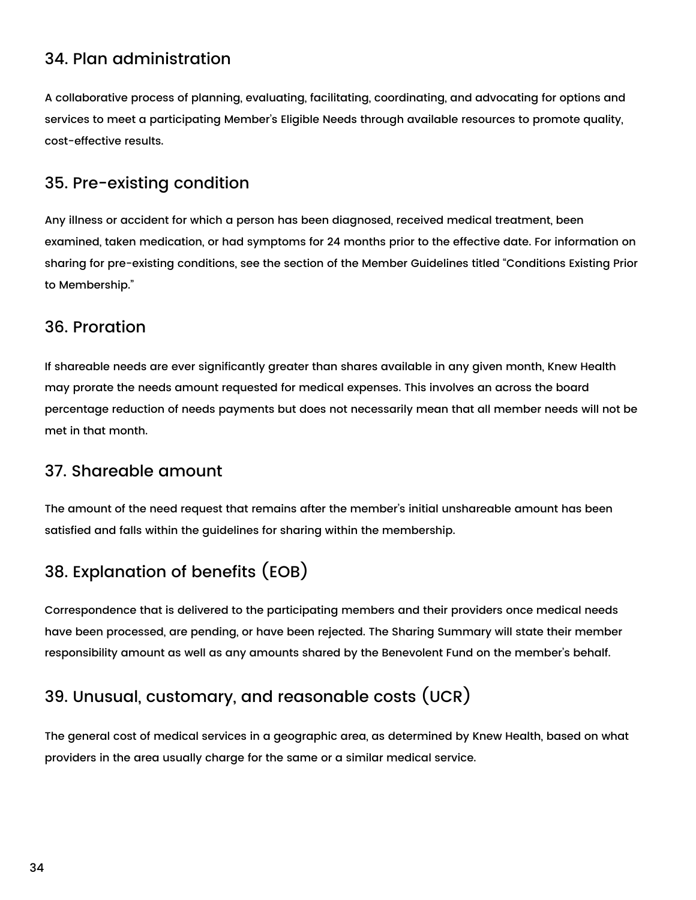## 34. Plan administration

A collaborative process of planning, evaluating, facilitating, coordinating, and advocating for options and services to meet a participating Member's Eligible Needs through available resources to promote quality, cost-effective results.

## 35. Pre-existing condition

Any illness or accident for which a person has been diagnosed, received medical treatment, been examined, taken medication, or had symptoms for 24 months prior to the effective date. For information on sharing for pre-existing conditions, see the section of the Member Guidelines titled "Conditions Existing Prior to Membership."

## 36. Proration

If shareable needs are ever significantly greater than shares available in any given month, Knew Health may prorate the needs amount requested for medical expenses. This involves an across the board percentage reduction of needs payments but does not necessarily mean that all member needs will not be met in that month.

## 37. Shareable amount

The amount of the need request that remains after the member's initial unshareable amount has been satisfied and falls within the guidelines for sharing within the membership.

## 38. Explanation of benefits (EOB)

Correspondence that is delivered to the participating members and their providers once medical needs have been processed, are pending, or have been rejected. The Sharing Summary will state their member responsibility amount as well as any amounts shared by the Benevolent Fund on the member's behalf.

## 39. Unusual, customary, and reasonable costs (UCR)

The general cost of medical services in a geographic area, as determined by Knew Health, based on what providers in the area usually charge for the same or a similar medical service.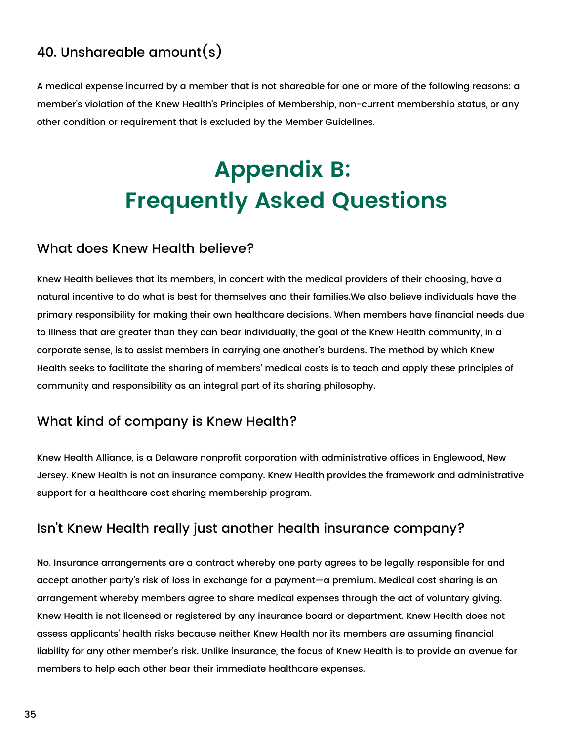### 40. Unshareable amount(s)

A medical expense incurred by a member that is not shareable for one or more of the following reasons: a member's violation of the Knew Health's Principles of Membership, non-current membership status, or any other condition or requirement that is excluded by the Member Guidelines.

# Appendix B: Frequently Asked Questions

### What does Knew Health believe?

Knew Health believes that its members, in concert with the medical providers of their choosing, have a natural incentive to do what is best for themselves and their families.We also believe individuals have the primary responsibility for making their own healthcare decisions. When members have financial needs due to illness that are greater than they can bear individually, the goal of the Knew Health community, in a corporate sense, is to assist members in carrying one another's burdens. The method by which Knew Health seeks to facilitate the sharing of members' medical costs is to teach and apply these principles of community and responsibility as an integral part of its sharing philosophy.

### What kind of company is Knew Health?

Knew Health Alliance, is a Delaware nonprofit corporation with administrative offices in Englewood, New Jersey. Knew Health is not an insurance company. Knew Health provides the framework and administrative support for a healthcare cost sharing membership program.

### Isn't Knew Health really just another health insurance company?

No. Insurance arrangements are a contract whereby one party agrees to be legally responsible for and accept another party's risk of loss in exchange for a payment—a premium. Medical cost sharing is an arrangement whereby members agree to share medical expenses through the act of voluntary giving. Knew Health is not licensed or registered by any insurance board or department. Knew Health does not assess applicants' health risks because neither Knew Health nor its members are assuming financial liability for any other member's risk. Unlike insurance, the focus of Knew Health is to provide an avenue for members to help each other bear their immediate healthcare expenses.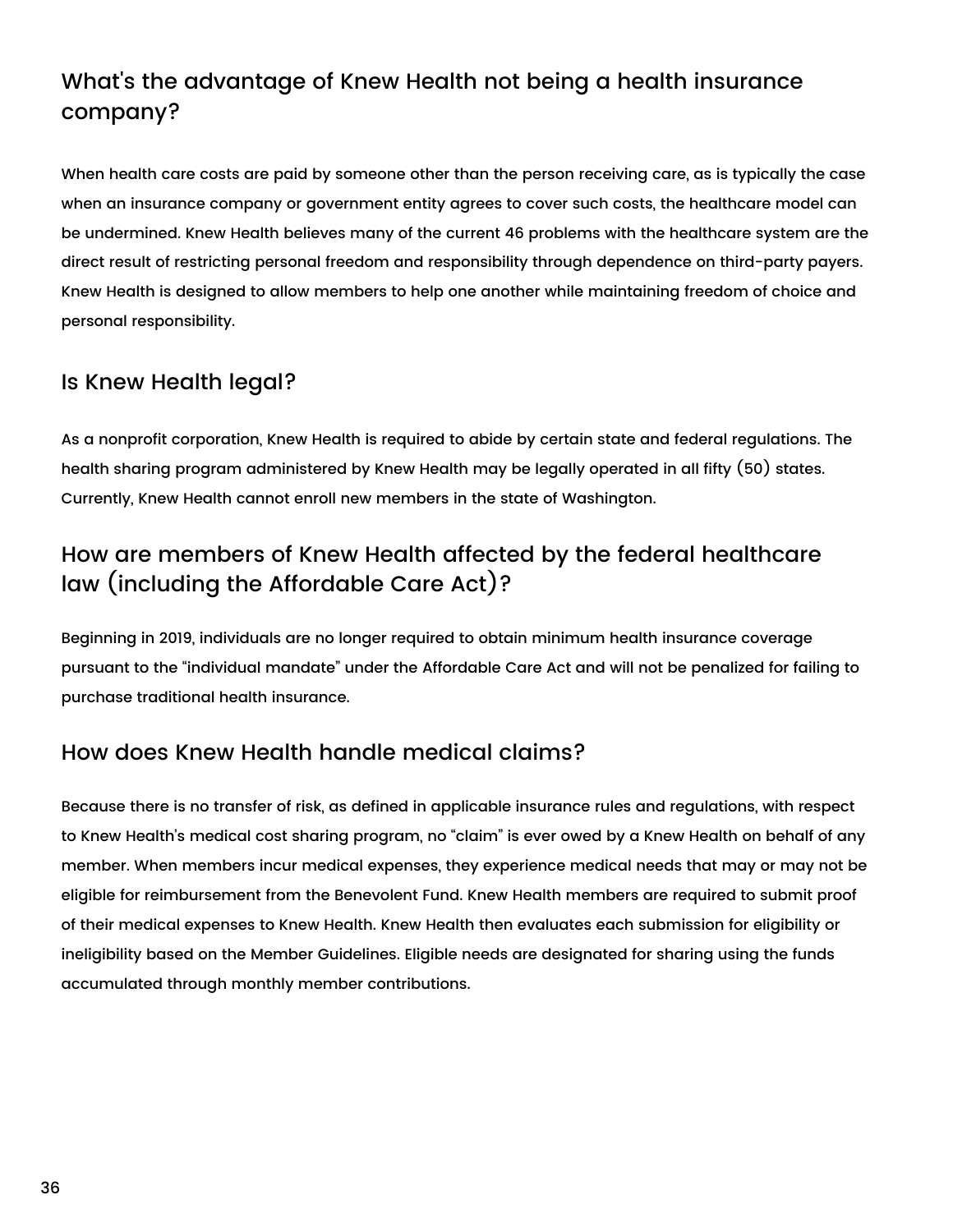## What's the advantage of Knew Health not being a health insurance company?

When health care costs are paid by someone other than the person receiving care, as is typically the case when an insurance company or government entity agrees to cover such costs, the healthcare model can be undermined. Knew Health believes many of the current 46 problems with the healthcare system are the direct result of restricting personal freedom and responsibility through dependence on third-party payers. Knew Health is designed to allow members to help one another while maintaining freedom of choice and personal responsibility.

## Is Knew Health legal?

As a nonprofit corporation, Knew Health is required to abide by certain state and federal regulations. The health sharing program administered by Knew Health may be legally operated in all fifty (50) states. Currently, Knew Health cannot enroll new members in the state of Washington.

## How are members of Knew Health affected by the federal healthcare law (including the Affordable Care Act)?

Beginning in 2019, individuals are no longer required to obtain minimum health insurance coverage pursuant to the "individual mandate" under the Affordable Care Act and will not be penalized for failing to purchase traditional health insurance.

## How does Knew Health handle medical claims?

Because there is no transfer of risk, as defined in applicable insurance rules and regulations, with respect to Knew Health's medical cost sharing program, no "claim" is ever owed by a Knew Health on behalf of any member. When members incur medical expenses, they experience medical needs that may or may not be eligible for reimbursement from the Benevolent Fund. Knew Health members are required to submit proof of their medical expenses to Knew Health. Knew Health then evaluates each submission for eligibility or ineligibility based on the Member Guidelines. Eligible needs are designated for sharing using the funds accumulated through monthly member contributions.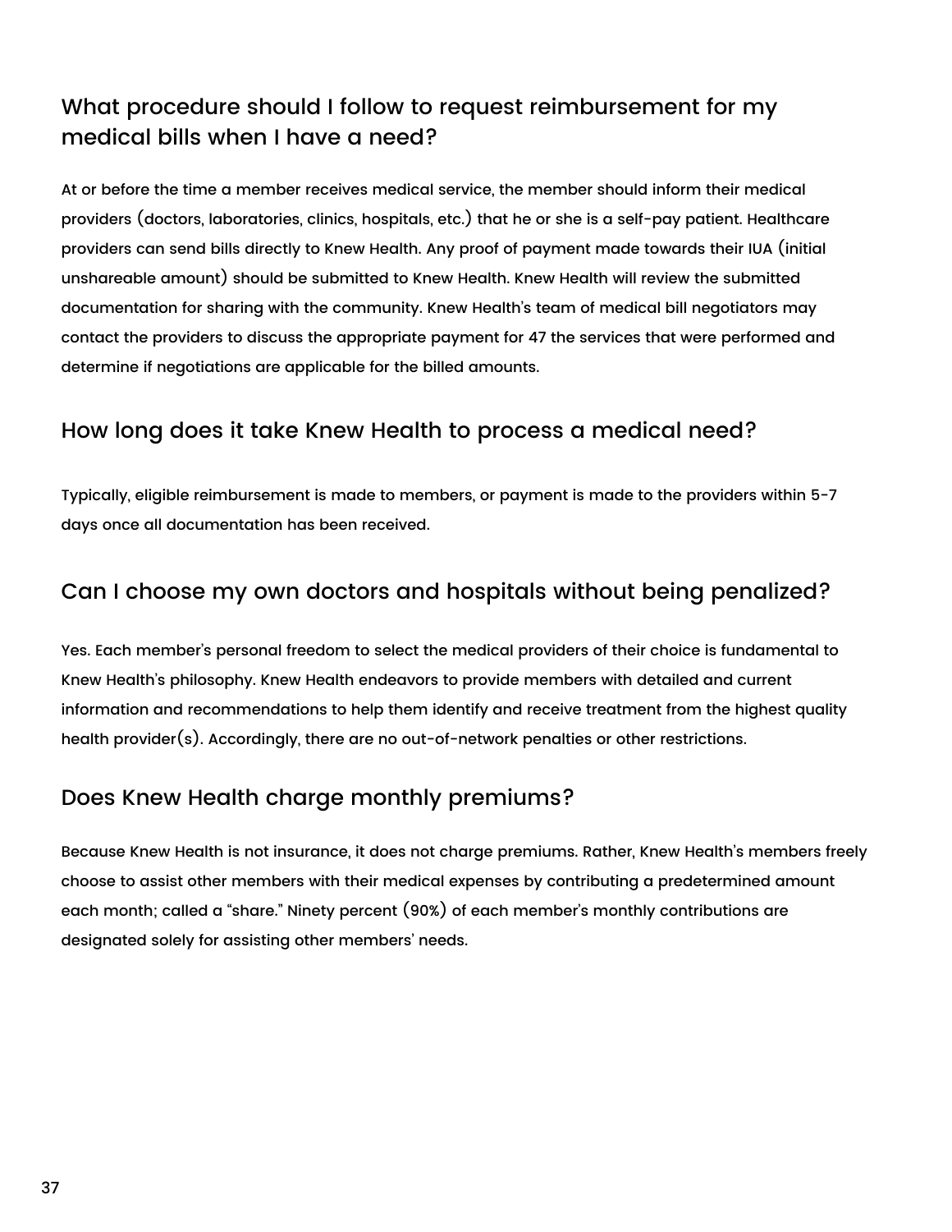## What procedure should I follow to request reimbursement for my medical bills when I have a need?

At or before the time a member receives medical service, the member should inform their medical providers (doctors, laboratories, clinics, hospitals, etc.) that he or she is a self-pay patient. Healthcare providers can send bills directly to Knew Health. Any proof of payment made towards their IUA (initial unshareable amount) should be submitted to Knew Health. Knew Health will review the submitted documentation for sharing with the community. Knew Health's team of medical bill negotiators may contact the providers to discuss the appropriate payment for 47 the services that were performed and determine if negotiations are applicable for the billed amounts.

## How long does it take Knew Health to process a medical need?

Typically, eligible reimbursement is made to members, or payment is made to the providers within 5-7 days once all documentation has been received.

## Can I choose my own doctors and hospitals without being penalized?

Yes. Each member's personal freedom to select the medical providers of their choice is fundamental to Knew Health's philosophy. Knew Health endeavors to provide members with detailed and current information and recommendations to help them identify and receive treatment from the highest quality health provider(s). Accordingly, there are no out-of-network penalties or other restrictions.

## Does Knew Health charge monthly premiums?

Because Knew Health is not insurance, it does not charge premiums. Rather, Knew Health's members freely choose to assist other members with their medical expenses by contributing a predetermined amount each month; called a "share." Ninety percent (90%) of each member's monthly contributions are designated solely for assisting other members' needs.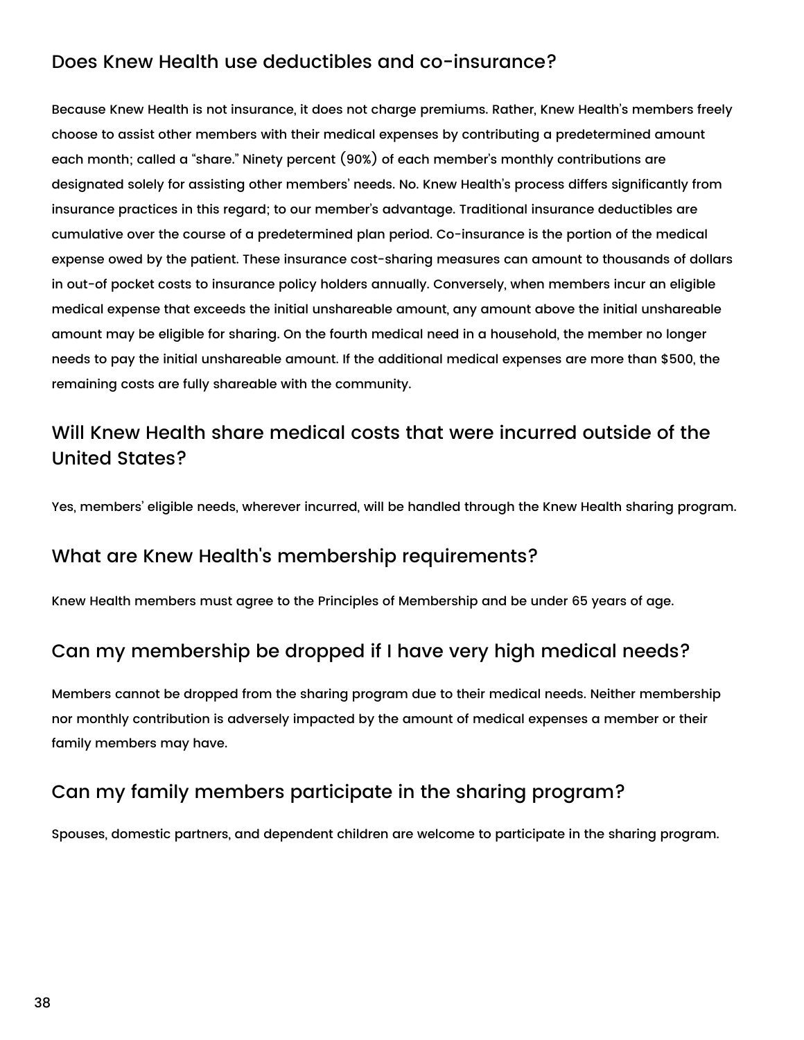## Does Knew Health use deductibles and co-insurance?

Because Knew Health is not insurance, it does not charge premiums. Rather, Knew Health's members freely choose to assist other members with their medical expenses by contributing a predetermined amount each month; called a "share." Ninety percent (90%) of each member's monthly contributions are designated solely for assisting other members' needs. No. Knew Health's process differs significantly from insurance practices in this regard; to our member's advantage. Traditional insurance deductibles are cumulative over the course of a predetermined plan period. Co-insurance is the portion of the medical expense owed by the patient. These insurance cost-sharing measures can amount to thousands of dollars in out-of pocket costs to insurance policy holders annually. Conversely, when members incur an eligible medical expense that exceeds the initial unshareable amount, any amount above the initial unshareable amount may be eligible for sharing. On the fourth medical need in a household, the member no longer needs to pay the initial unshareable amount. If the additional medical expenses are more than $500, the remaining costs are fully shareable with the community.

## Will Knew Health share medical costs that were incurred outside of the United States?

Yes, members' eligible needs, wherever incurred, will be handled through the Knew Health sharing program.

## What are Knew Health's membership requirements?

Knew Health members must agree to the Principles of Membership and be under 65 years of age.

## Can my membership be dropped if I have very high medical needs?

Members cannot be dropped from the sharing program due to their medical needs. Neither membership nor monthly contribution is adversely impacted by the amount of medical expenses a member or their family members may have.

## Can my family members participate in the sharing program?

Spouses, domestic partners, and dependent children are welcome to participate in the sharing program.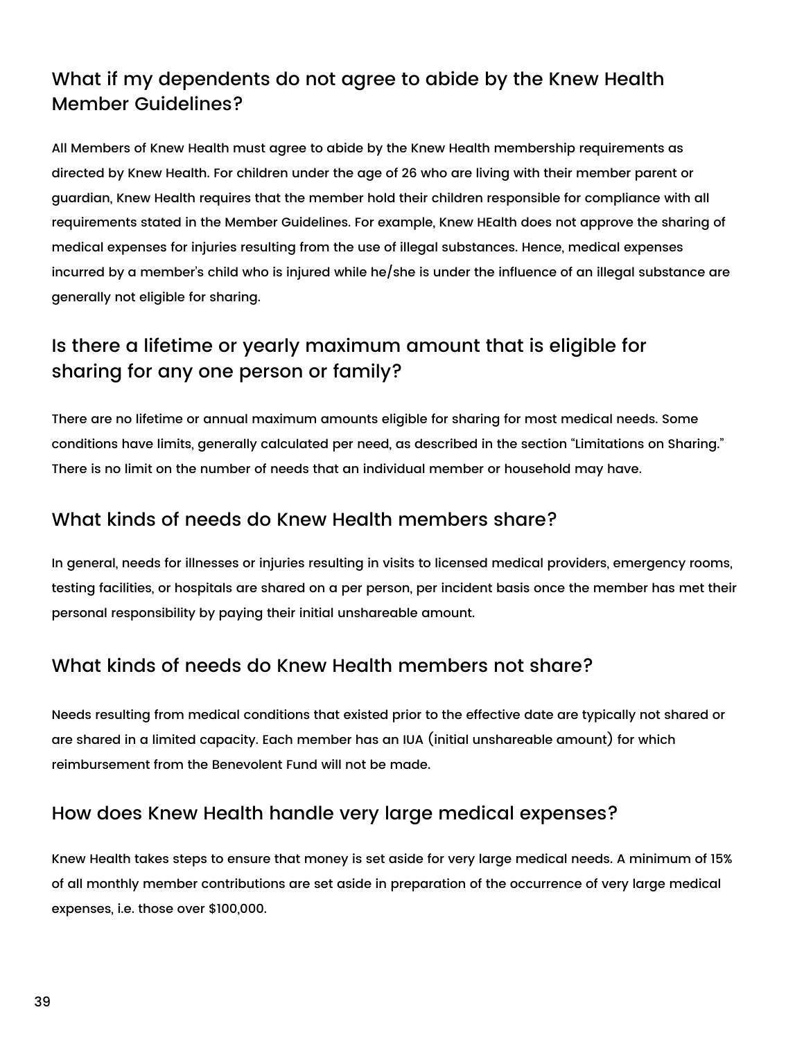## What if my dependents do not agree to abide by the Knew Health Member Guidelines?

All Members of Knew Health must agree to abide by the Knew Health membership requirements as directed by Knew Health. For children under the age of 26 who are living with their member parent or guardian, Knew Health requires that the member hold their children responsible for compliance with all requirements stated in the Member Guidelines. For example, Knew HEalth does not approve the sharing of medical expenses for injuries resulting from the use of illegal substances. Hence, medical expenses incurred by a member's child who is injured while he/she is under the influence of an illegal substance are generally not eligible for sharing.

## Is there a lifetime or yearly maximum amount that is eligible for sharing for any one person or family?

There are no lifetime or annual maximum amounts eligible for sharing for most medical needs. Some conditions have limits, generally calculated per need, as described in the section "Limitations on Sharing." There is no limit on the number of needs that an individual member or household may have.

## What kinds of needs do Knew Health members share?

In general, needs for illnesses or injuries resulting in visits to licensed medical providers, emergency rooms, testing facilities, or hospitals are shared on a per person, per incident basis once the member has met their personal responsibility by paying their initial unshareable amount.

## What kinds of needs do Knew Health members not share?

Needs resulting from medical conditions that existed prior to the effective date are typically not shared or are shared in a limited capacity. Each member has an IUA (initial unshareable amount) for which reimbursement from the Benevolent Fund will not be made.

## How does Knew Health handle very large medical expenses?

Knew Health takes steps to ensure that money is set aside for very large medical needs. A minimum of 15% of all monthly member contributions are set aside in preparation of the occurrence of very large medical expenses, i.e. those over $100,000.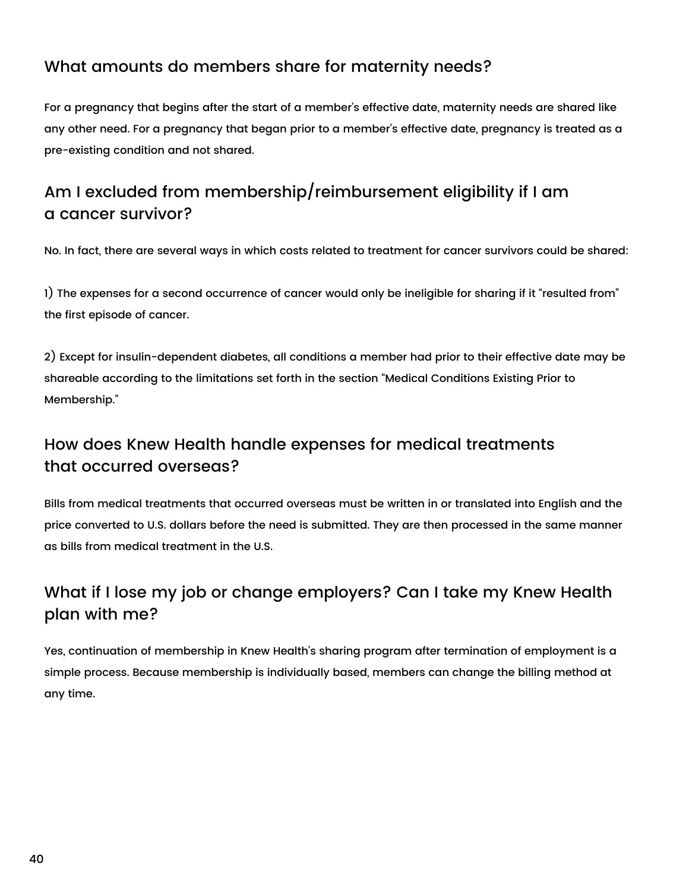## What amounts do members share for maternity needs?

For a pregnancy that begins after the start of a member's effective date, maternity needs are shared like any other need. For a pregnancy that began prior to a member's effective date, pregnancy is treated as a pre-existing condition and not shared.

## Am I excluded from membership/reimbursement eligibility if I am a cancer survivor?

No. In fact, there are several ways in which costs related to treatment for cancer survivors could be shared:

1) The expenses for a second occurrence of cancer would only be ineligible for sharing if it "resulted from" the first episode of cancer.

2) Except for insulin-dependent diabetes, all conditions a member had prior to their effective date may be shareable according to the limitations set forth in the section "Medical Conditions Existing Prior to Membership."

## How does Knew Health handle expenses for medical treatments that occurred overseas?

Bills from medical treatments that occurred overseas must be written in or translated into English and the price converted to U.S. dollars before the need is submitted. They are then processed in the same manner as bills from medical treatment in the U.S.

## What if I lose my job or change employers? Can I take my Knew Health plan with me?

Yes, continuation of membership in Knew Health's sharing program after termination of employment is a simple process. Because membership is individually based, members can change the billing method at any time.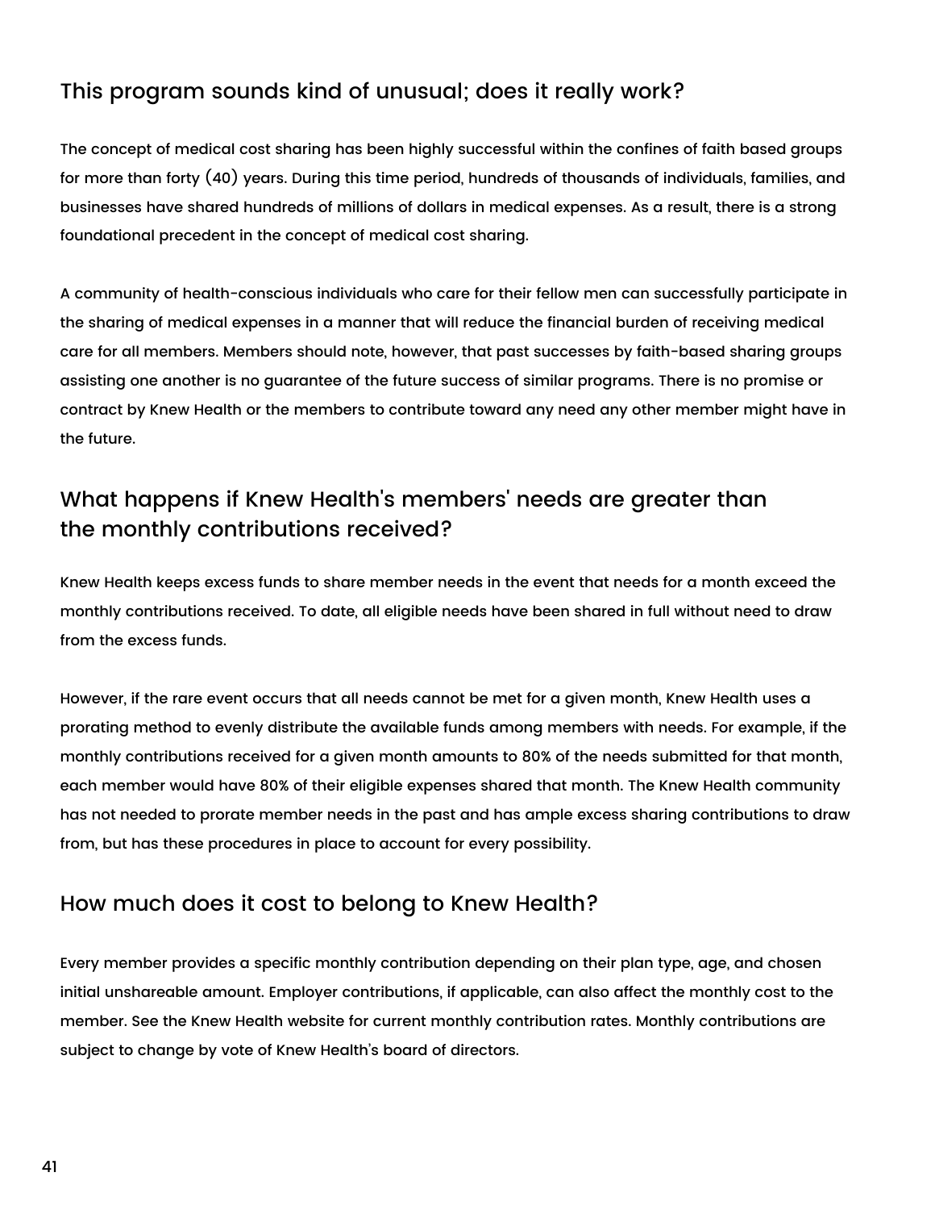## This program sounds kind of unusual; does it really work?

The concept of medical cost sharing has been highly successful within the confines of faith based groups for more than forty (40) years. During this time period, hundreds of thousands of individuals, families, and businesses have shared hundreds of millions of dollars in medical expenses. As a result, there is a strong foundational precedent in the concept of medical cost sharing.

A community of health-conscious individuals who care for their fellow men can successfully participate in the sharing of medical expenses in a manner that will reduce the financial burden of receiving medical care for all members. Members should note, however, that past successes by faith-based sharing groups assisting one another is no guarantee of the future success of similar programs. There is no promise or contract by Knew Health or the members to contribute toward any need any other member might have in the future.

## What happens if Knew Health's members' needs are greater than the monthly contributions received?

Knew Health keeps excess funds to share member needs in the event that needs for a month exceed the monthly contributions received. To date, all eligible needs have been shared in full without need to draw from the excess funds.

However, if the rare event occurs that all needs cannot be met for a given month, Knew Health uses a prorating method to evenly distribute the available funds among members with needs. For example, if the monthly contributions received for a given month amounts to 80% of the needs submitted for that month, each member would have 80% of their eligible expenses shared that month. The Knew Health community has not needed to prorate member needs in the past and has ample excess sharing contributions to draw from, but has these procedures in place to account for every possibility.

## How much does it cost to belong to Knew Health?

Every member provides a specific monthly contribution depending on their plan type, age, and chosen initial unshareable amount. Employer contributions, if applicable, can also affect the monthly cost to the member. See the Knew Health website for current monthly contribution rates. Monthly contributions are subject to change by vote of Knew Health's board of directors.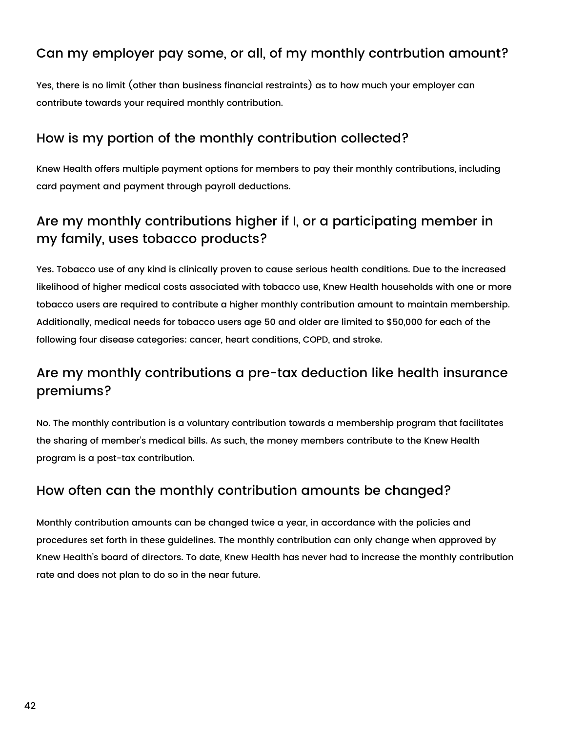## Can my employer pay some, or all, of my monthly contrbution amount?

Yes, there is no limit (other than business financial restraints) as to how much your employer can contribute towards your required monthly contribution.

## How is my portion of the monthly contribution collected?

Knew Health offers multiple payment options for members to pay their monthly contributions, including card payment and payment through payroll deductions.

## Are my monthly contributions higher if I, or a participating member in my family, uses tobacco products?

Yes. Tobacco use of any kind is clinically proven to cause serious health conditions. Due to the increased likelihood of higher medical costs associated with tobacco use, Knew Health households with one or more tobacco users are required to contribute a higher monthly contribution amount to maintain membership. Additionally, medical needs for tobacco users age 50 and older are limited to $50,000 for each of the following four disease categories: cancer, heart conditions, COPD, and stroke.

## Are my monthly contributions a pre-tax deduction like health insurance premiums?

No. The monthly contribution is a voluntary contribution towards a membership program that facilitates the sharing of member's medical bills. As such, the money members contribute to the Knew Health program is a post-tax contribution.

## How often can the monthly contribution amounts be changed?

Monthly contribution amounts can be changed twice a year, in accordance with the policies and procedures set forth in these guidelines. The monthly contribution can only change when approved by Knew Health's board of directors. To date, Knew Health has never had to increase the monthly contribution rate and does not plan to do so in the near future.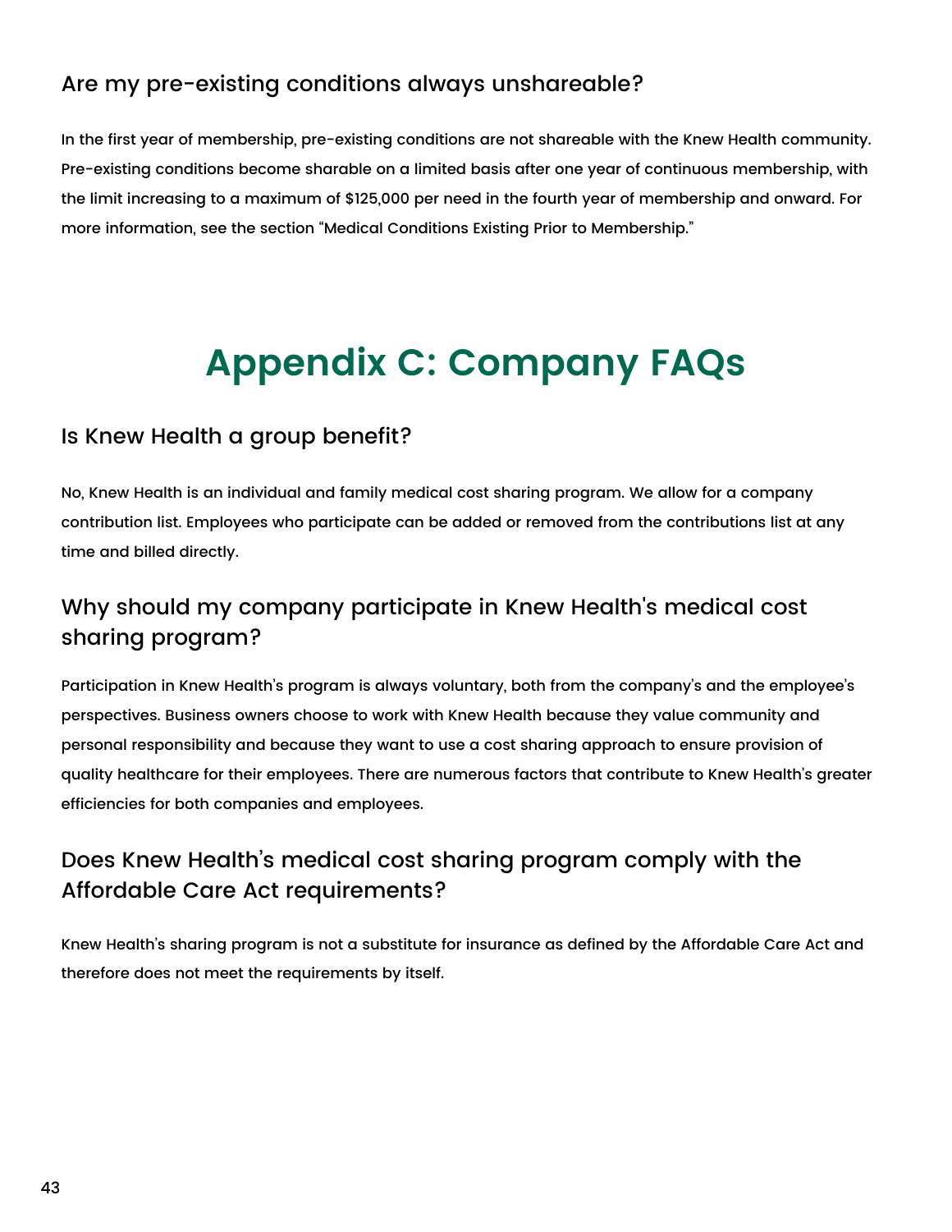### Are my pre-existing conditions always unshareable?

In the first year of membership, pre-existing conditions are not shareable with the Knew Health community. Pre-existing conditions become sharable on a limited basis after one year of continuous membership, with the limit increasing to a maximum of $125,000 per need in the fourth year of membership and onward. For more information, see the section "Medical Conditions Existing Prior to Membership."

# Appendix C: Company FAQs

### Is Knew Health a group benefit?

No, Knew Health is an individual and family medical cost sharing program. We allow for a company contribution list. Employees who participate can be added or removed from the contributions list at any time and billed directly.

### Why should my company participate in Knew Health's medical cost sharing program?

Participation in Knew Health's program is always voluntary, both from the company's and the employee's perspectives. Business owners choose to work with Knew Health because they value community and personal responsibility and because they want to use a cost sharing approach to ensure provision of quality healthcare for their employees. There are numerous factors that contribute to Knew Health's greater efficiencies for both companies and employees.

### Does Knew Health's medical cost sharing program comply with the Affordable Care Act requirements?

Knew Health's sharing program is not a substitute for insurance as defined by the Affordable Care Act and therefore does not meet the requirements by itself.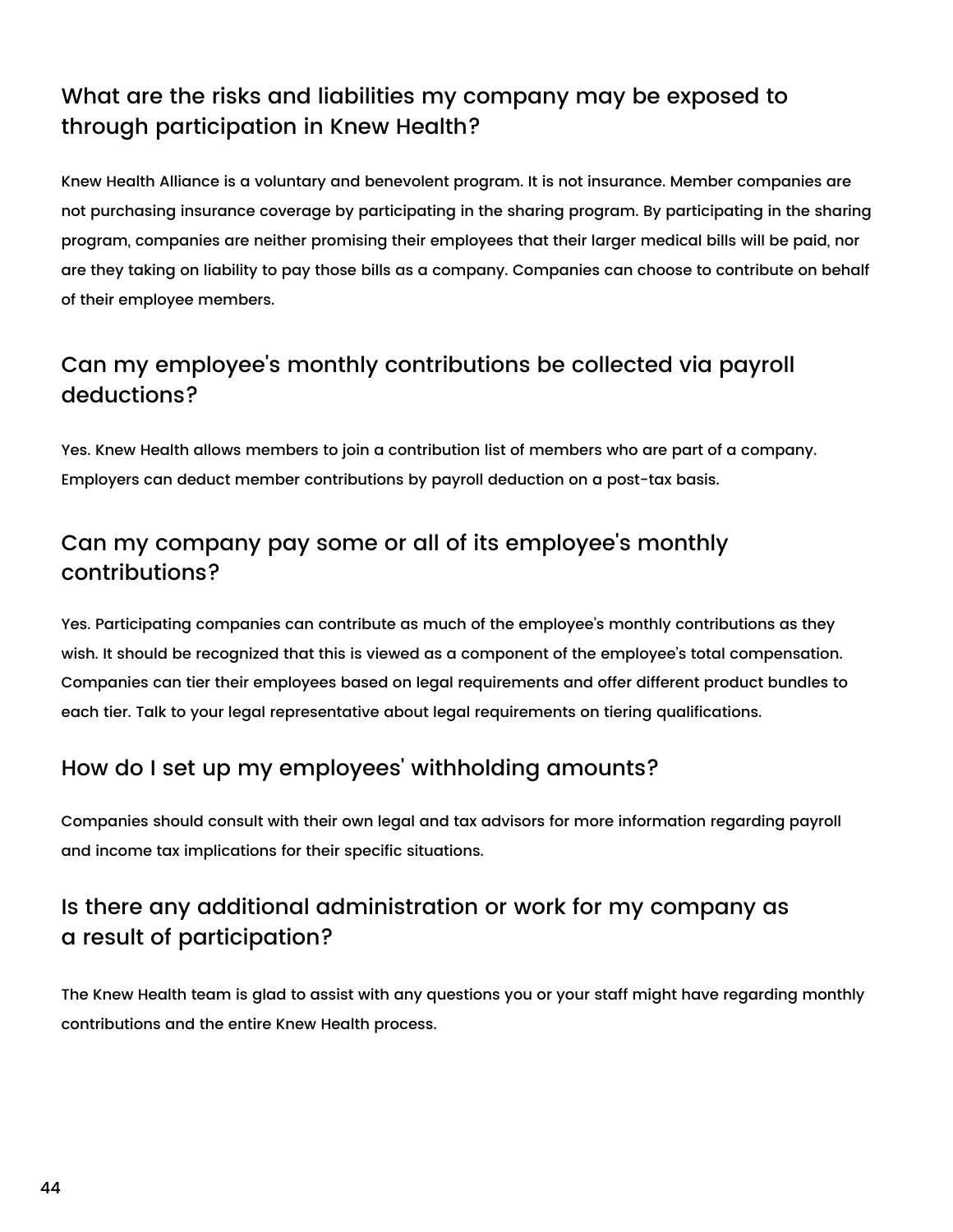## What are the risks and liabilities my company may be exposed to through participation in Knew Health?

Knew Health Alliance is a voluntary and benevolent program. It is not insurance. Member companies are not purchasing insurance coverage by participating in the sharing program. By participating in the sharing program, companies are neither promising their employees that their larger medical bills will be paid, nor are they taking on liability to pay those bills as a company. Companies can choose to contribute on behalf of their employee members.

## Can my employee's monthly contributions be collected via payroll deductions?

Yes. Knew Health allows members to join a contribution list of members who are part of a company. Employers can deduct member contributions by payroll deduction on a post-tax basis.

## Can my company pay some or all of its employee's monthly contributions?

Yes. Participating companies can contribute as much of the employee's monthly contributions as they wish. It should be recognized that this is viewed as a component of the employee's total compensation. Companies can tier their employees based on legal requirements and offer different product bundles to each tier. Talk to your legal representative about legal requirements on tiering qualifications.

## How do I set up my employees' withholding amounts?

Companies should consult with their own legal and tax advisors for more information regarding payroll and income tax implications for their specific situations.

## Is there any additional administration or work for my company as a result of participation?

The Knew Health team is glad to assist with any questions you or your staff might have regarding monthly contributions and the entire Knew Health process.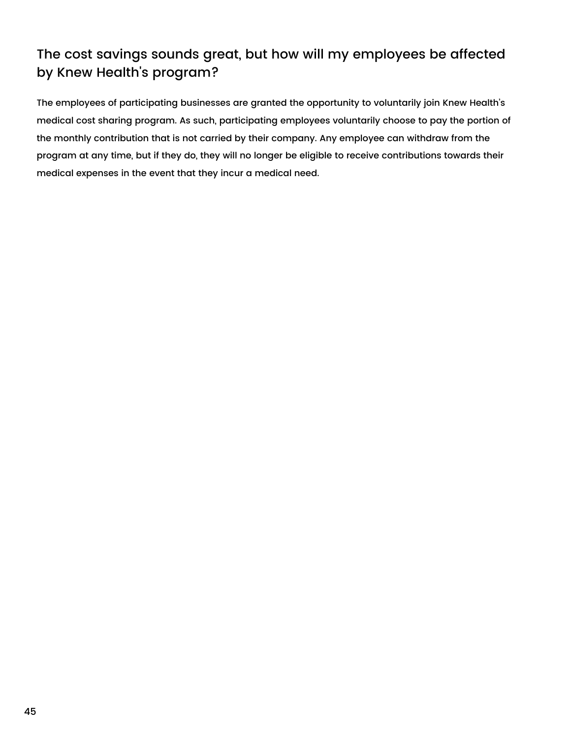## The cost savings sounds great, but how will my employees be affected by Knew Health's program?

The employees of participating businesses are granted the opportunity to voluntarily join Knew Health's medical cost sharing program. As such, participating employees voluntarily choose to pay the portion of the monthly contribution that is not carried by their company. Any employee can withdraw from the program at any time, but if they do, they will no longer be eligible to receive contributions towards their medical expenses in the event that they incur a medical need.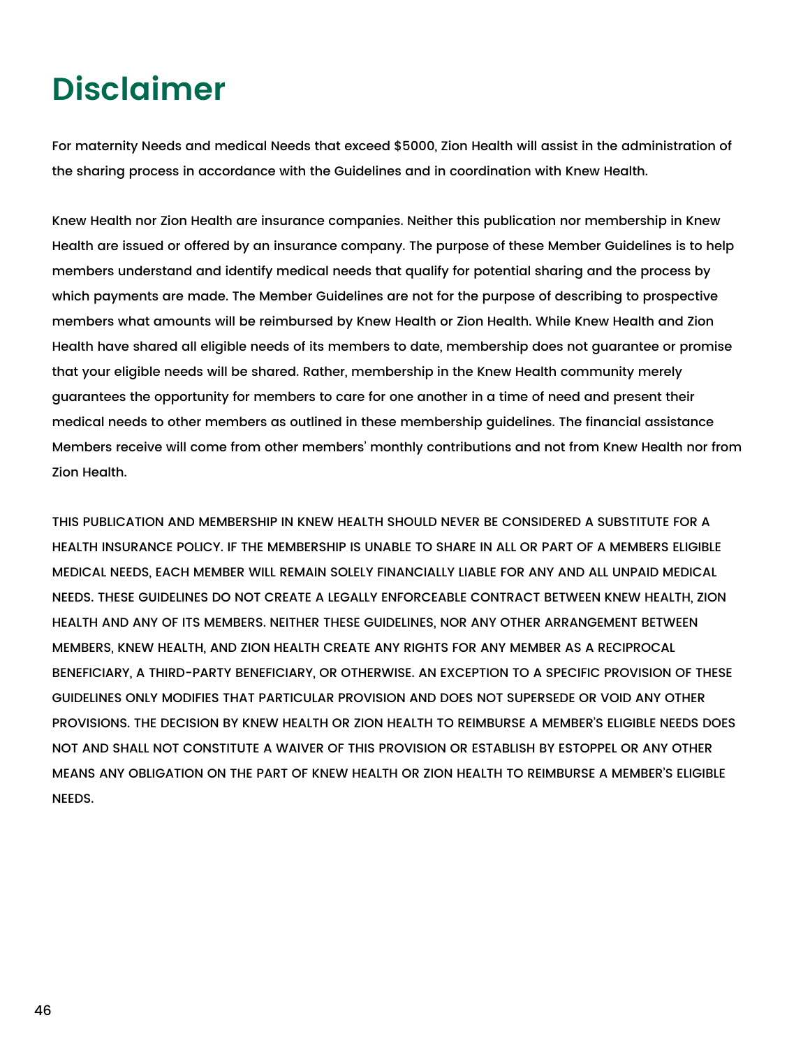# Disclaimer

For maternity Needs and medical Needs that exceed $5000, Zion Health will assist in the administration of the sharing process in accordance with the Guidelines and in coordination with Knew Health.

Knew Health nor Zion Health are insurance companies. Neither this publication nor membership in Knew Health are issued or offered by an insurance company. The purpose of these Member Guidelines is to help members understand and identify medical needs that qualify for potential sharing and the process by which payments are made. The Member Guidelines are not for the purpose of describing to prospective members what amounts will be reimbursed by Knew Health or Zion Health. While Knew Health and Zion Health have shared all eligible needs of its members to date, membership does not guarantee or promise that your eligible needs will be shared. Rather, membership in the Knew Health community merely guarantees the opportunity for members to care for one another in a time of need and present their medical needs to other members as outlined in these membership guidelines. The financial assistance Members receive will come from other members' monthly contributions and not from Knew Health nor from Zion Health.

THIS PUBLICATION AND MEMBERSHIP IN KNEW HEALTH SHOULD NEVER BE CONSIDERED A SUBSTITUTE FOR A HEALTH INSURANCE POLICY. IF THE MEMBERSHIP IS UNABLE TO SHARE IN ALL OR PART OF A MEMBERS ELIGIBLE MEDICAL NEEDS, EACH MEMBER WILL REMAIN SOLELY FINANCIALLY LIABLE FOR ANY AND ALL UNPAID MEDICAL NEEDS. THESE GUIDELINES DO NOT CREATE A LEGALLY ENFORCEABLE CONTRACT BETWEEN KNEW HEALTH, ZION HEALTH AND ANY OF ITS MEMBERS. NEITHER THESE GUIDELINES, NOR ANY OTHER ARRANGEMENT BETWEEN MEMBERS, KNEW HEALTH, AND ZION HEALTH CREATE ANY RIGHTS FOR ANY MEMBER AS A RECIPROCAL BENEFICIARY, A THIRD-PARTY BENEFICIARY, OR OTHERWISE. AN EXCEPTION TO A SPECIFIC PROVISION OF THESE GUIDELINES ONLY MODIFIES THAT PARTICULAR PROVISION AND DOES NOT SUPERSEDE OR VOID ANY OTHER PROVISIONS. THE DECISION BY KNEW HEALTH OR ZION HEALTH TO REIMBURSE A MEMBER'S ELIGIBLE NEEDS DOES NOT AND SHALL NOT CONSTITUTE A WAIVER OF THIS PROVISION OR ESTABLISH BY ESTOPPEL OR ANY OTHER MEANS ANY OBLIGATION ON THE PART OF KNEW HEALTH OR ZION HEALTH TO REIMBURSE A MEMBER'S ELIGIBLE NEEDS.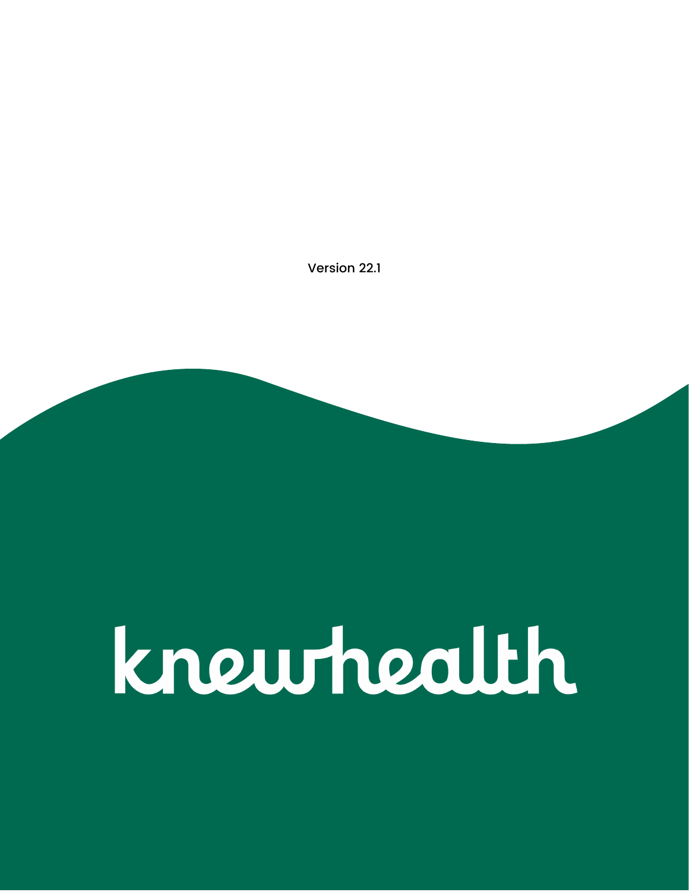Version 22.1

knewhealth